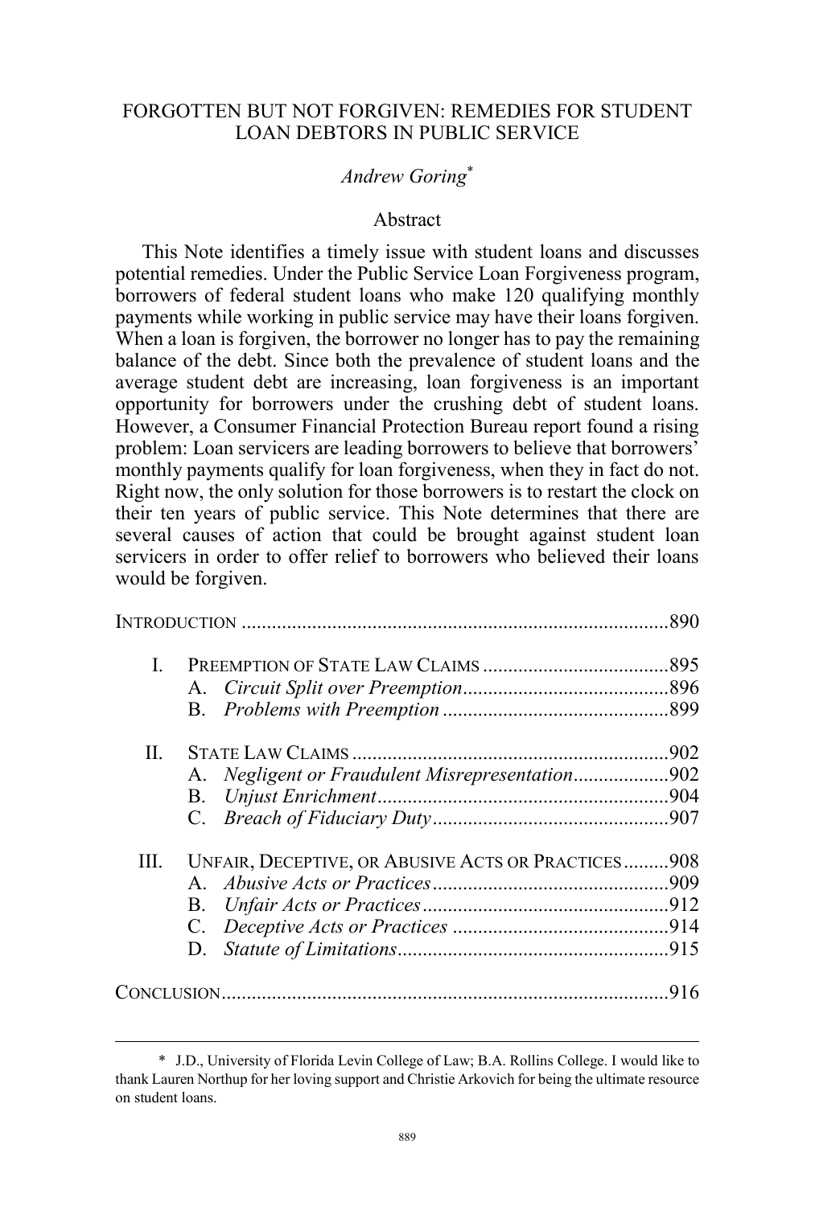# FORGOTTEN BUT NOT FORGIVEN: REMEDIES FOR STUDENT LOAN DEBTORS IN PUBLIC SERVICE

*Andrew Goring*[*]

## Abstract

This Note identifies a timely issue with student loans and discusses potential remedies. Under the Public Service Loan Forgiveness program, borrowers of federal student loans who make 120 qualifying monthly payments while working in public service may have their loans forgiven. When a loan is forgiven, the borrower no longer has to pay the remaining balance of the debt. Since both the prevalence of student loans and the average student debt are increasing, loan forgiveness is an important opportunity for borrowers under the crushing debt of student loans. However, a Consumer Financial Protection Bureau report found a rising problem: Loan servicers are leading borrowers to believe that borrowers' monthly payments qualify for loan forgiveness, when they in fact do not. Right now, the only solution for those borrowers is to restart the clock on their ten years of public service. This Note determines that there are several causes of action that could be brought against student loan servicers in order to offer relief to borrowers who believed their loans would be forgiven.

INTRODUCTION .......... 890

I. PREEMPTION OF STATE LAW CLAIMS .......... 895
- A. *Circuit Split over Preemption* .......... 896
- B. *Problems with Preemption* .......... 899

II. STATE LAW CLAIMS .......... 902
- A. *Negligent or Fraudulent Misrepresentation* .......... 902
- B. *Unjust Enrichment* .......... 904
- C. *Breach of Fiduciary Duty* .......... 907

III. UNFAIR, DECEPTIVE, OR ABUSIVE ACTS OR PRACTICES .......... 908
- A. *Abusive Acts or Practices* .......... 909
- B. *Unfair Acts or Practices* .......... 912
- C. *Deceptive Acts or Practices* .......... 914
- D. *Statute of Limitations* .......... 915

CONCLUSION .......... 916

---

[*] J.D., University of Florida Levin College of Law; B.A. Rollins College. I would like to thank Lauren Northup for her loving support and Christie Arkovich for being the ultimate resource on student loans.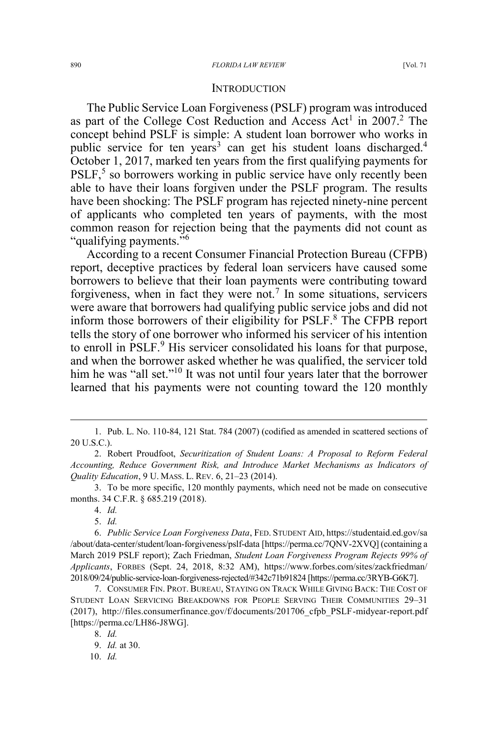## INTRODUCTION

The Public Service Loan Forgiveness (PSLF) program was introduced as part of the College Cost Reduction and Access Act[1] in 2007.[2] The concept behind PSLF is simple: A student loan borrower who works in public service for ten years[3] can get his student loans discharged.[4] October 1, 2017, marked ten years from the first qualifying payments for PSLF,[5] so borrowers working in public service have only recently been able to have their loans forgiven under the PSLF program. The results have been shocking: The PSLF program has rejected ninety-nine percent of applicants who completed ten years of payments, with the most common reason for rejection being that the payments did not count as "qualifying payments."[6]

According to a recent Consumer Financial Protection Bureau (CFPB) report, deceptive practices by federal loan servicers have caused some borrowers to believe that their loan payments were contributing toward forgiveness, when in fact they were not.[7] In some situations, servicers were aware that borrowers had qualifying public service jobs and did not inform those borrowers of their eligibility for PSLF.[8] The CFPB report tells the story of one borrower who informed his servicer of his intention to enroll in PSLF.[9] His servicer consolidated his loans for that purpose, and when the borrower asked whether he was qualified, the servicer told him he was "all set."[10] It was not until four years later that the borrower learned that his payments were not counting toward the 120 monthly

---

1. Pub. L. No. 110-84, 121 Stat. 784 (2007) (codified as amended in scattered sections of 20 U.S.C.).

2. Robert Proudfoot, *Securitization of Student Loans: A Proposal to Reform Federal Accounting, Reduce Government Risk, and Introduce Market Mechanisms as Indicators of Quality Education*, 9 U. MASS. L. REV. 6, 21–23 (2014).

3. To be more specific, 120 monthly payments, which need not be made on consecutive months. 34 C.F.R. § 685.219 (2018).

4. *Id.*

5. *Id.*

6. *Public Service Loan Forgiveness Data*, FED. STUDENT AID, https://studentaid.ed.gov/sa/about/data-center/student/loan-forgiveness/pslf-data [https://perma.cc/7QNV-2XVQ] (containing a March 2019 PSLF report); Zach Friedman, *Student Loan Forgiveness Program Rejects 99% of Applicants*, FORBES (Sept. 24, 2018, 8:32 AM), https://www.forbes.com/sites/zackfriedman/2018/09/24/public-service-loan-forgiveness-rejected/#342c71b91824 [https://perma.cc/3RYB-G6K7].

7. CONSUMER FIN. PROT. BUREAU, STAYING ON TRACK WHILE GIVING BACK: THE COST OF STUDENT LOAN SERVICING BREAKDOWNS FOR PEOPLE SERVING THEIR COMMUNITIES 29–31 (2017), http://files.consumerfinance.gov/f/documents/201706_cfpb_PSLF-midyear-report.pdf [https://perma.cc/LH86-J8WG].

8. *Id.*

9. *Id.* at 30.

10. *Id.*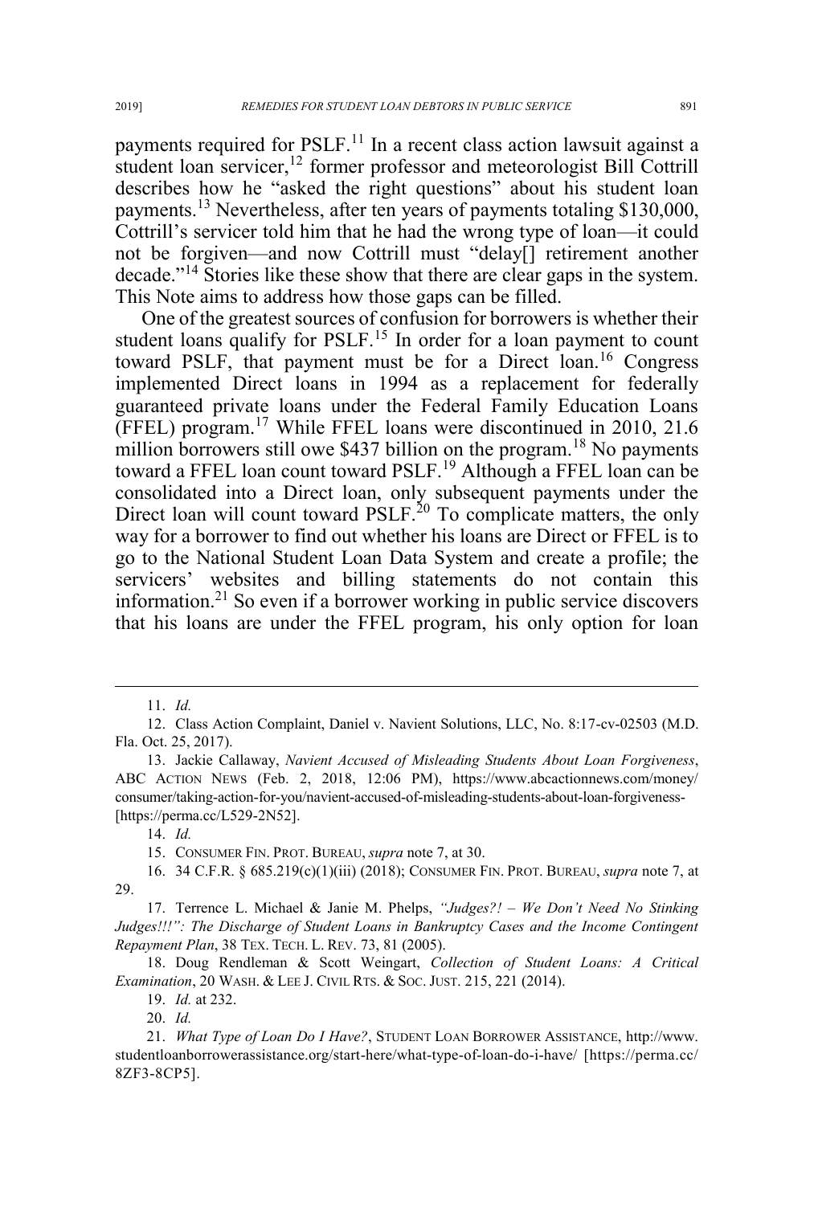payments required for PSLF.[11] In a recent class action lawsuit against a student loan servicer,[12] former professor and meteorologist Bill Cottrill describes how he "asked the right questions" about his student loan payments.[13] Nevertheless, after ten years of payments totaling $130,000, Cottrill's servicer told him that he had the wrong type of loan—it could not be forgiven—and now Cottrill must "delay[] retirement another decade."[14] Stories like these show that there are clear gaps in the system. This Note aims to address how those gaps can be filled.

One of the greatest sources of confusion for borrowers is whether their student loans qualify for PSLF.[15] In order for a loan payment to count toward PSLF, that payment must be for a Direct loan.[16] Congress implemented Direct loans in 1994 as a replacement for federally guaranteed private loans under the Federal Family Education Loans (FFEL) program.[17] While FFEL loans were discontinued in 2010, 21.6 million borrowers still owe $437 billion on the program.[18] No payments toward a FFEL loan count toward PSLF.[19] Although a FFEL loan can be consolidated into a Direct loan, only subsequent payments under the Direct loan will count toward PSLF.[20] To complicate matters, the only way for a borrower to find out whether his loans are Direct or FFEL is to go to the National Student Loan Data System and create a profile; the servicers' websites and billing statements do not contain this information.[21] So even if a borrower working in public service discovers that his loans are under the FFEL program, his only option for loan

---

11. *Id.*

12. Class Action Complaint, Daniel v. Navient Solutions, LLC, No. 8:17-cv-02503 (M.D. Fla. Oct. 25, 2017).

13. Jackie Callaway, *Navient Accused of Misleading Students About Loan Forgiveness*, ABC ACTION NEWS (Feb. 2, 2018, 12:06 PM), https://www.abcactionnews.com/money/consumer/taking-action-for-you/navient-accused-of-misleading-students-about-loan-forgiveness- [https://perma.cc/L529-2N52].

14. *Id.*

15. CONSUMER FIN. PROT. BUREAU, *supra* note 7, at 30.

16. 34 C.F.R. § 685.219(c)(1)(iii) (2018); CONSUMER FIN. PROT. BUREAU, *supra* note 7, at 29.

17. Terrence L. Michael & Janie M. Phelps, *"Judges?! – We Don't Need No Stinking Judges!!!": The Discharge of Student Loans in Bankruptcy Cases and the Income Contingent Repayment Plan*, 38 TEX. TECH. L. REV. 73, 81 (2005).

18. Doug Rendleman & Scott Weingart, *Collection of Student Loans: A Critical Examination*, 20 WASH. & LEE J. CIVIL RTS. & SOC. JUST. 215, 221 (2014).

19. *Id.* at 232.

20. *Id.*

21. *What Type of Loan Do I Have?*, STUDENT LOAN BORROWER ASSISTANCE, http://www.studentloanborrowerassistance.org/start-here/what-type-of-loan-do-i-have/ [https://perma.cc/8ZF3-8CP5].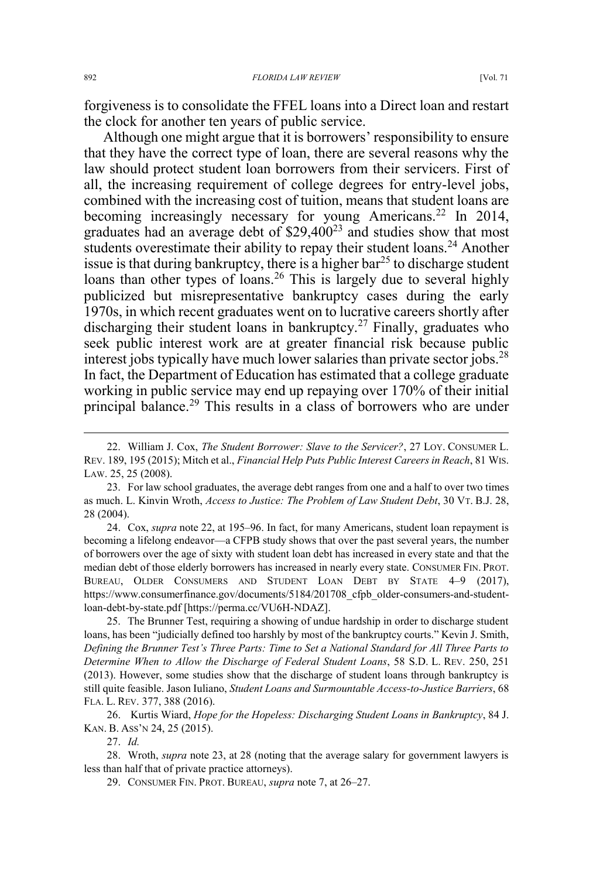forgiveness is to consolidate the FFEL loans into a Direct loan and restart the clock for another ten years of public service.

Although one might argue that it is borrowers' responsibility to ensure that they have the correct type of loan, there are several reasons why the law should protect student loan borrowers from their servicers. First of all, the increasing requirement of college degrees for entry-level jobs, combined with the increasing cost of tuition, means that student loans are becoming increasingly necessary for young Americans.[22] In 2014, graduates had an average debt of $29,400[23] and studies show that most students overestimate their ability to repay their student loans.[24] Another issue is that during bankruptcy, there is a higher bar[25] to discharge student loans than other types of loans.[26] This is largely due to several highly publicized but misrepresentative bankruptcy cases during the early 1970s, in which recent graduates went on to lucrative careers shortly after discharging their student loans in bankruptcy.[27] Finally, graduates who seek public interest work are at greater financial risk because public interest jobs typically have much lower salaries than private sector jobs.[28] In fact, the Department of Education has estimated that a college graduate working in public service may end up repaying over 170% of their initial principal balance.[29] This results in a class of borrowers who are under

---

22. William J. Cox, *The Student Borrower: Slave to the Servicer?*, 27 LOY. CONSUMER L. REV. 189, 195 (2015); Mitch et al., *Financial Help Puts Public Interest Careers in Reach*, 81 WIS. LAW. 25, 25 (2008).

23. For law school graduates, the average debt ranges from one and a half to over two times as much. L. Kinvin Wroth, *Access to Justice: The Problem of Law Student Debt*, 30 VT. B.J. 28, 28 (2004).

24. Cox, *supra* note 22, at 195–96. In fact, for many Americans, student loan repayment is becoming a lifelong endeavor—a CFPB study shows that over the past several years, the number of borrowers over the age of sixty with student loan debt has increased in every state and that the median debt of those elderly borrowers has increased in nearly every state. CONSUMER FIN. PROT. BUREAU, OLDER CONSUMERS AND STUDENT LOAN DEBT BY STATE 4–9 (2017), https://www.consumerfinance.gov/documents/5184/201708_cfpb_older-consumers-and-student-loan-debt-by-state.pdf [https://perma.cc/VU6H-NDAZ].

25. The Brunner Test, requiring a showing of undue hardship in order to discharge student loans, has been "judicially defined too harshly by most of the bankruptcy courts." Kevin J. Smith, *Defining the Brunner Test's Three Parts: Time to Set a National Standard for All Three Parts to Determine When to Allow the Discharge of Federal Student Loans*, 58 S.D. L. REV. 250, 251 (2013). However, some studies show that the discharge of student loans through bankruptcy is still quite feasible. Jason Iuliano, *Student Loans and Surmountable Access-to-Justice Barriers*, 68 FLA. L. REV. 377, 388 (2016).

26. Kurtis Wiard, *Hope for the Hopeless: Discharging Student Loans in Bankruptcy*, 84 J. KAN. B. ASS'N 24, 25 (2015).

27. *Id.*

28. Wroth, *supra* note 23, at 28 (noting that the average salary for government lawyers is less than half that of private practice attorneys).

29. CONSUMER FIN. PROT. BUREAU, *supra* note 7, at 26–27.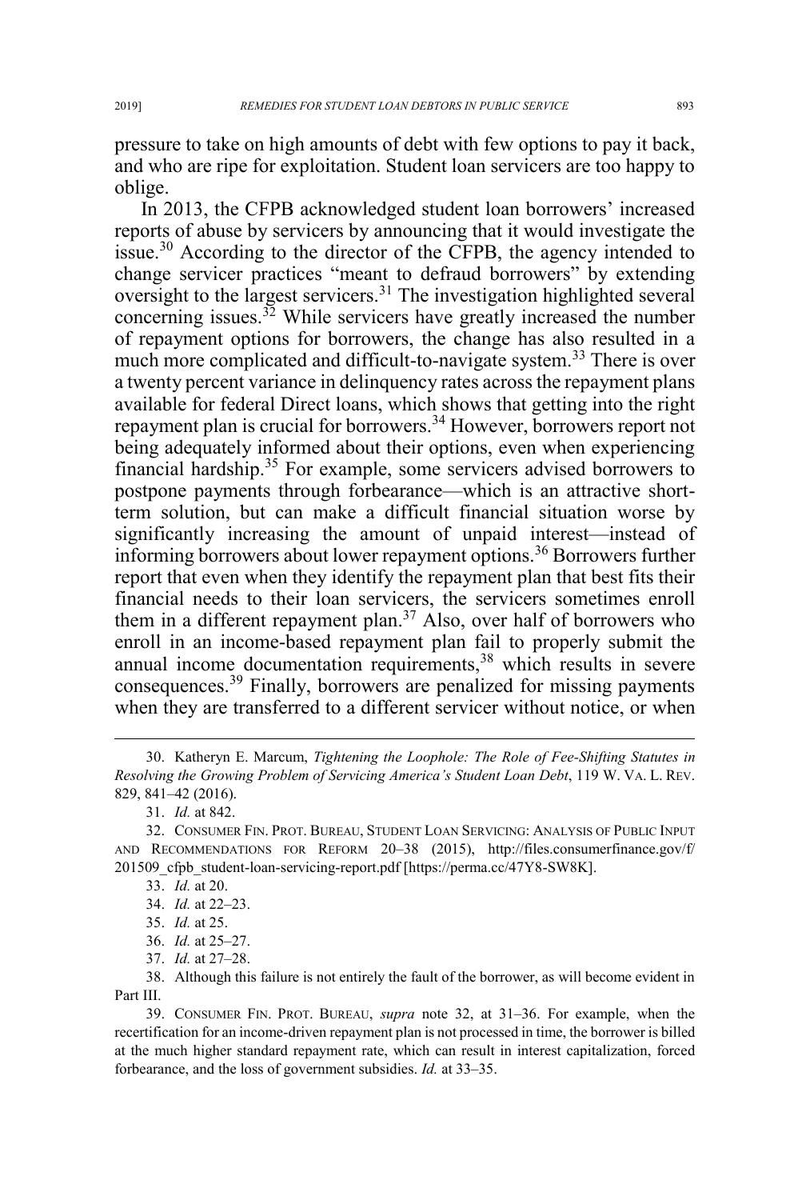pressure to take on high amounts of debt with few options to pay it back, and who are ripe for exploitation. Student loan servicers are too happy to oblige.

In 2013, the CFPB acknowledged student loan borrowers' increased reports of abuse by servicers by announcing that it would investigate the issue.[30] According to the director of the CFPB, the agency intended to change servicer practices "meant to defraud borrowers" by extending oversight to the largest servicers.[31] The investigation highlighted several concerning issues.[32] While servicers have greatly increased the number of repayment options for borrowers, the change has also resulted in a much more complicated and difficult-to-navigate system.[33] There is over a twenty percent variance in delinquency rates across the repayment plans available for federal Direct loans, which shows that getting into the right repayment plan is crucial for borrowers.[34] However, borrowers report not being adequately informed about their options, even when experiencing financial hardship.[35] For example, some servicers advised borrowers to postpone payments through forbearance—which is an attractive short-term solution, but can make a difficult financial situation worse by significantly increasing the amount of unpaid interest—instead of informing borrowers about lower repayment options.[36] Borrowers further report that even when they identify the repayment plan that best fits their financial needs to their loan servicers, the servicers sometimes enroll them in a different repayment plan.[37] Also, over half of borrowers who enroll in an income-based repayment plan fail to properly submit the annual income documentation requirements,[38] which results in severe consequences.[39] Finally, borrowers are penalized for missing payments when they are transferred to a different servicer without notice, or when

---

30. Katheryn E. Marcum, *Tightening the Loophole: The Role of Fee-Shifting Statutes in Resolving the Growing Problem of Servicing America's Student Loan Debt*, 119 W. VA. L. REV. 829, 841–42 (2016).

31. *Id.* at 842.

32. CONSUMER FIN. PROT. BUREAU, STUDENT LOAN SERVICING: ANALYSIS OF PUBLIC INPUT AND RECOMMENDATIONS FOR REFORM 20–38 (2015), http://files.consumerfinance.gov/f/201509_cfpb_student-loan-servicing-report.pdf [https://perma.cc/47Y8-SW8K].

33. *Id.* at 20.

34. *Id.* at 22–23.

35. *Id.* at 25.

36. *Id.* at 25–27.

37. *Id.* at 27–28.

38. Although this failure is not entirely the fault of the borrower, as will become evident in Part III.

39. CONSUMER FIN. PROT. BUREAU, *supra* note 32, at 31–36. For example, when the recertification for an income-driven repayment plan is not processed in time, the borrower is billed at the much higher standard repayment rate, which can result in interest capitalization, forced forbearance, and the loss of government subsidies. *Id.* at 33–35.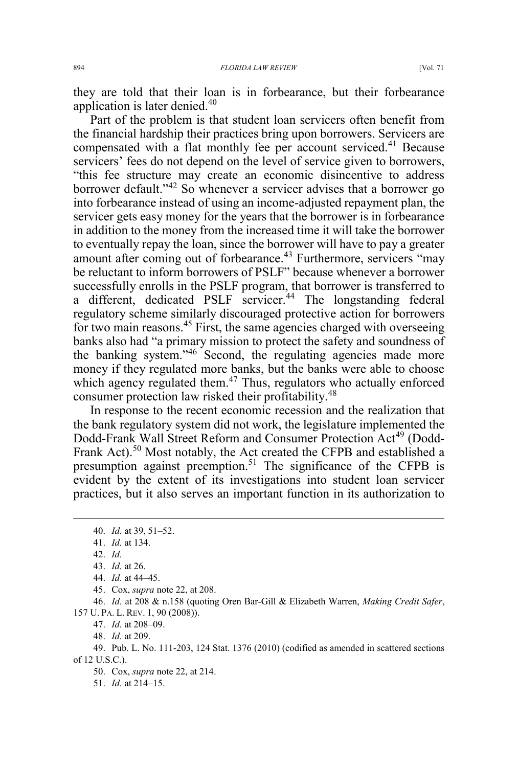they are told that their loan is in forbearance, but their forbearance application is later denied.[40]

Part of the problem is that student loan servicers often benefit from the financial hardship their practices bring upon borrowers. Servicers are compensated with a flat monthly fee per account serviced.[41] Because servicers' fees do not depend on the level of service given to borrowers, "this fee structure may create an economic disincentive to address borrower default."[42] So whenever a servicer advises that a borrower go into forbearance instead of using an income-adjusted repayment plan, the servicer gets easy money for the years that the borrower is in forbearance in addition to the money from the increased time it will take the borrower to eventually repay the loan, since the borrower will have to pay a greater amount after coming out of forbearance.[43] Furthermore, servicers "may be reluctant to inform borrowers of PSLF" because whenever a borrower successfully enrolls in the PSLF program, that borrower is transferred to a different, dedicated PSLF servicer.[44] The longstanding federal regulatory scheme similarly discouraged protective action for borrowers for two main reasons.[45] First, the same agencies charged with overseeing banks also had "a primary mission to protect the safety and soundness of the banking system."[46] Second, the regulating agencies made more money if they regulated more banks, but the banks were able to choose which agency regulated them.[47] Thus, regulators who actually enforced consumer protection law risked their profitability.[48]

In response to the recent economic recession and the realization that the bank regulatory system did not work, the legislature implemented the Dodd-Frank Wall Street Reform and Consumer Protection Act[49] (Dodd-Frank Act).[50] Most notably, the Act created the CFPB and established a presumption against preemption.[51] The significance of the CFPB is evident by the extent of its investigations into student loan servicer practices, but it also serves an important function in its authorization to

---

40. *Id.* at 39, 51–52.

41. *Id.* at 134.

42. *Id.*

43. *Id.* at 26.

44. *Id.* at 44–45.

45. Cox, *supra* note 22, at 208.

46. *Id.* at 208 & n.158 (quoting Oren Bar-Gill & Elizabeth Warren, *Making Credit Safer*, 157 U. PA. L. REV. 1, 90 (2008)).

47. *Id.* at 208–09.

48. *Id.* at 209.

49. Pub. L. No. 111-203, 124 Stat. 1376 (2010) (codified as amended in scattered sections of 12 U.S.C.).

50. Cox, *supra* note 22, at 214.

51. *Id.* at 214–15.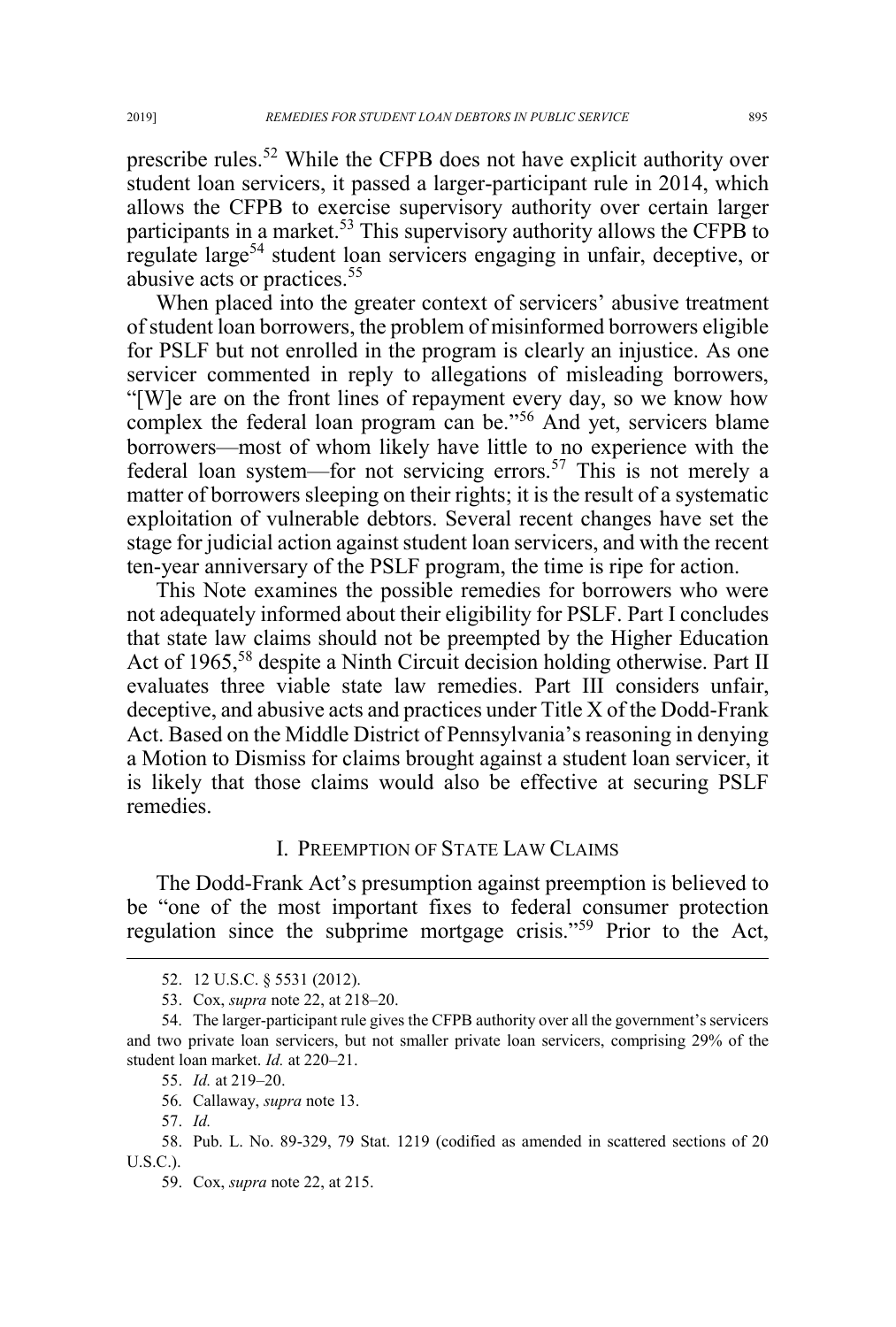prescribe rules.[52] While the CFPB does not have explicit authority over student loan servicers, it passed a larger-participant rule in 2014, which allows the CFPB to exercise supervisory authority over certain larger participants in a market.[53] This supervisory authority allows the CFPB to regulate large[54] student loan servicers engaging in unfair, deceptive, or abusive acts or practices.[55]

When placed into the greater context of servicers' abusive treatment of student loan borrowers, the problem of misinformed borrowers eligible for PSLF but not enrolled in the program is clearly an injustice. As one servicer commented in reply to allegations of misleading borrowers, "[W]e are on the front lines of repayment every day, so we know how complex the federal loan program can be."[56] And yet, servicers blame borrowers—most of whom likely have little to no experience with the federal loan system—for not servicing errors.[57] This is not merely a matter of borrowers sleeping on their rights; it is the result of a systematic exploitation of vulnerable debtors. Several recent changes have set the stage for judicial action against student loan servicers, and with the recent ten-year anniversary of the PSLF program, the time is ripe for action.

This Note examines the possible remedies for borrowers who were not adequately informed about their eligibility for PSLF. Part I concludes that state law claims should not be preempted by the Higher Education Act of 1965,[58] despite a Ninth Circuit decision holding otherwise. Part II evaluates three viable state law remedies. Part III considers unfair, deceptive, and abusive acts and practices under Title X of the Dodd-Frank Act. Based on the Middle District of Pennsylvania's reasoning in denying a Motion to Dismiss for claims brought against a student loan servicer, it is likely that those claims would also be effective at securing PSLF remedies.

## I. PREEMPTION OF STATE LAW CLAIMS

The Dodd-Frank Act's presumption against preemption is believed to be "one of the most important fixes to federal consumer protection regulation since the subprime mortgage crisis."[59] Prior to the Act,

---

52. 12 U.S.C. § 5531 (2012).

53. Cox, *supra* note 22, at 218–20.

54. The larger-participant rule gives the CFPB authority over all the government's servicers and two private loan servicers, but not smaller private loan servicers, comprising 29% of the student loan market. *Id.* at 220–21.

55. *Id.* at 219–20.

56. Callaway, *supra* note 13.

57. *Id.*

58. Pub. L. No. 89-329, 79 Stat. 1219 (codified as amended in scattered sections of 20 U.S.C.).

59. Cox, *supra* note 22, at 215.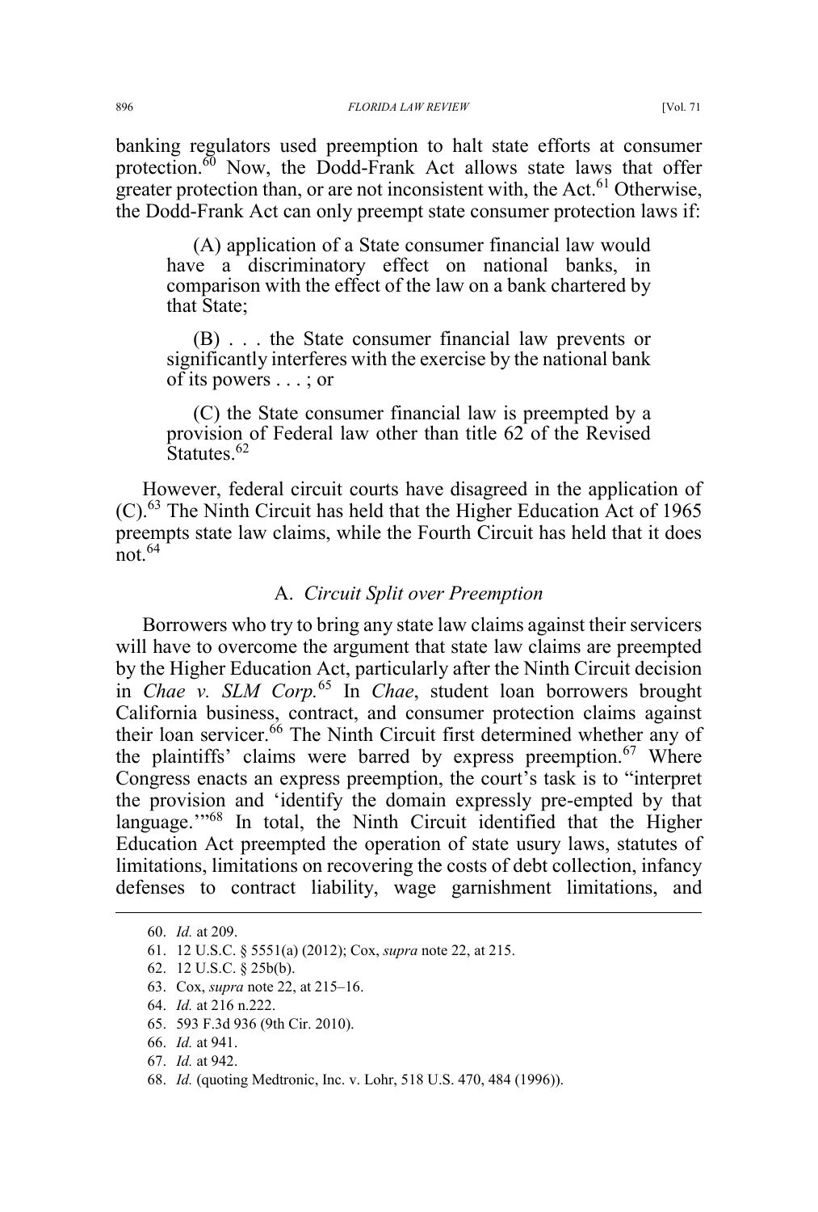banking regulators used preemption to halt state efforts at consumer protection.[60] Now, the Dodd-Frank Act allows state laws that offer greater protection than, or are not inconsistent with, the Act.[61] Otherwise, the Dodd-Frank Act can only preempt state consumer protection laws if:

> (A) application of a State consumer financial law would have a discriminatory effect on national banks, in comparison with the effect of the law on a bank chartered by that State;
>
> (B) . . . the State consumer financial law prevents or significantly interferes with the exercise by the national bank of its powers . . . ; or
>
> (C) the State consumer financial law is preempted by a provision of Federal law other than title 62 of the Revised Statutes.[62]

However, federal circuit courts have disagreed in the application of (C).[63] The Ninth Circuit has held that the Higher Education Act of 1965 preempts state law claims, while the Fourth Circuit has held that it does not.[64]

## A. *Circuit Split over Preemption*

Borrowers who try to bring any state law claims against their servicers will have to overcome the argument that state law claims are preempted by the Higher Education Act, particularly after the Ninth Circuit decision in *Chae v. SLM Corp.*[65] In *Chae*, student loan borrowers brought California business, contract, and consumer protection claims against their loan servicer.[66] The Ninth Circuit first determined whether any of the plaintiffs' claims were barred by express preemption.[67] Where Congress enacts an express preemption, the court's task is to "interpret the provision and 'identify the domain expressly pre-empted by that language.'"[68] In total, the Ninth Circuit identified that the Higher Education Act preempted the operation of state usury laws, statutes of limitations, limitations on recovering the costs of debt collection, infancy defenses to contract liability, wage garnishment limitations, and

---

60. *Id.* at 209.

61. 12 U.S.C. § 5551(a) (2012); Cox, *supra* note 22, at 215.

62. 12 U.S.C. § 25b(b).

63. Cox, *supra* note 22, at 215–16.

64. *Id.* at 216 n.222.

65. 593 F.3d 936 (9th Cir. 2010).

66. *Id.* at 941.

67. *Id.* at 942.

68. *Id.* (quoting Medtronic, Inc. v. Lohr, 518 U.S. 470, 484 (1996)).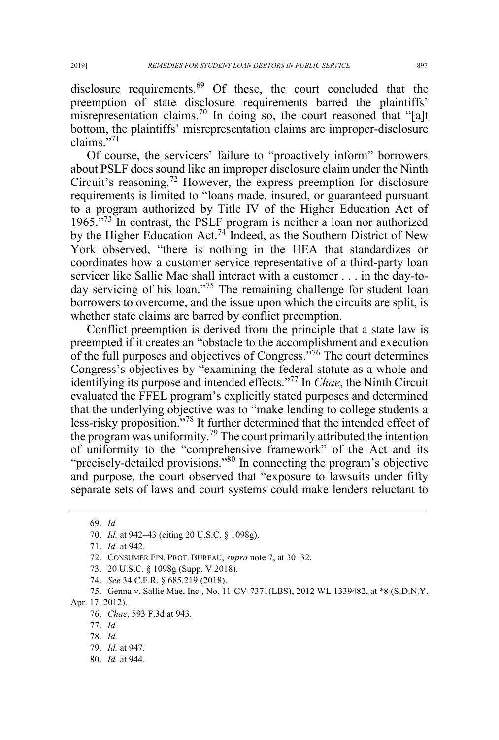disclosure requirements.[69] Of these, the court concluded that the preemption of state disclosure requirements barred the plaintiffs' misrepresentation claims.[70] In doing so, the court reasoned that "[a]t bottom, the plaintiffs' misrepresentation claims are improper-disclosure claims."[71]

Of course, the servicers' failure to "proactively inform" borrowers about PSLF does sound like an improper disclosure claim under the Ninth Circuit's reasoning.[72] However, the express preemption for disclosure requirements is limited to "loans made, insured, or guaranteed pursuant to a program authorized by Title IV of the Higher Education Act of 1965."[73] In contrast, the PSLF program is neither a loan nor authorized by the Higher Education Act.[74] Indeed, as the Southern District of New York observed, "there is nothing in the HEA that standardizes or coordinates how a customer service representative of a third-party loan servicer like Sallie Mae shall interact with a customer . . . in the day-to-day servicing of his loan."[75] The remaining challenge for student loan borrowers to overcome, and the issue upon which the circuits are split, is whether state claims are barred by conflict preemption.

Conflict preemption is derived from the principle that a state law is preempted if it creates an "obstacle to the accomplishment and execution of the full purposes and objectives of Congress."[76] The court determines Congress's objectives by "examining the federal statute as a whole and identifying its purpose and intended effects."[77] In *Chae*, the Ninth Circuit evaluated the FFEL program's explicitly stated purposes and determined that the underlying objective was to "make lending to college students a less-risky proposition."[78] It further determined that the intended effect of the program was uniformity.[79] The court primarily attributed the intention of uniformity to the "comprehensive framework" of the Act and its "precisely-detailed provisions."[80] In connecting the program's objective and purpose, the court observed that "exposure to lawsuits under fifty separate sets of laws and court systems could make lenders reluctant to

---

69. *Id.*

70. *Id.* at 942–43 (citing 20 U.S.C. § 1098g).

71. *Id.* at 942.

72. CONSUMER FIN. PROT. BUREAU, *supra* note 7, at 30–32.

73. 20 U.S.C. § 1098g (Supp. V 2018).

74. *See* 34 C.F.R. § 685.219 (2018).

75. Genna v. Sallie Mae, Inc., No. 11-CV-7371(LBS), 2012 WL 1339482, at *8 (S.D.N.Y. Apr. 17, 2012).

76. *Chae*, 593 F.3d at 943.

77. *Id.*

78. *Id.*

79. *Id.* at 947.

80. *Id.* at 944.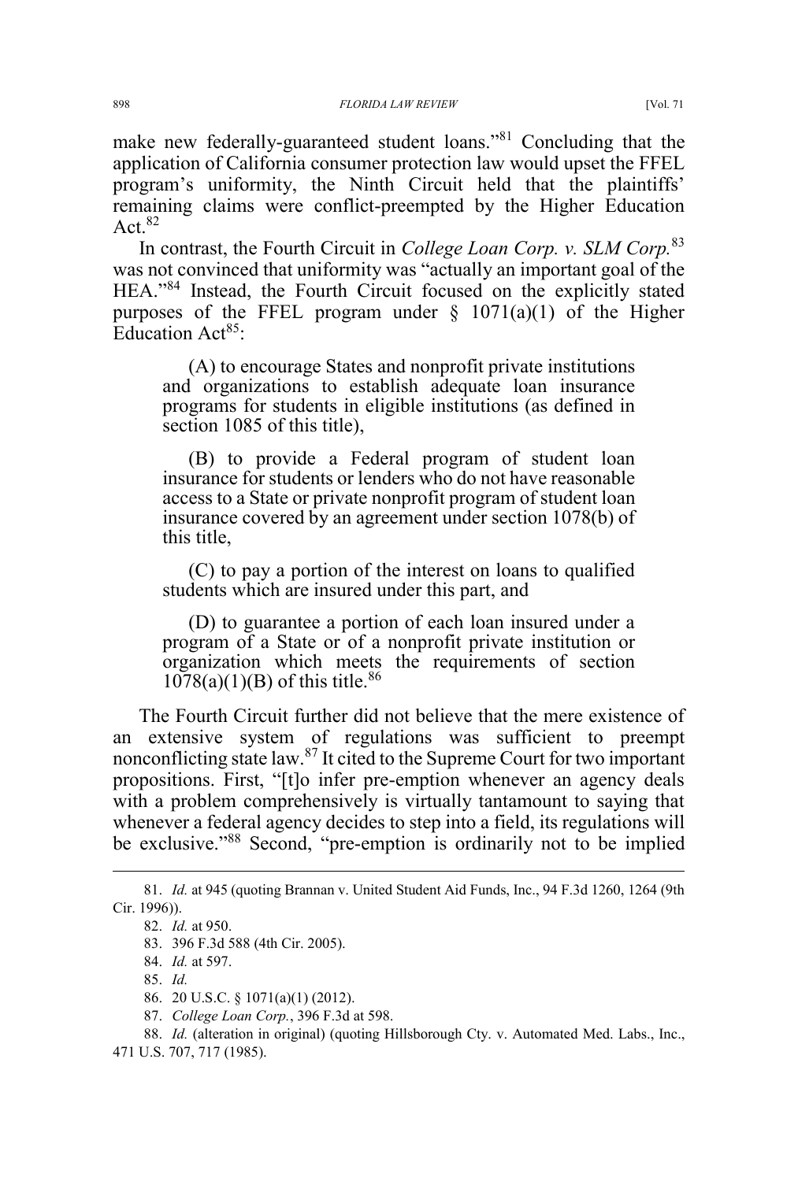make new federally-guaranteed student loans."[81] Concluding that the application of California consumer protection law would upset the FFEL program's uniformity, the Ninth Circuit held that the plaintiffs' remaining claims were conflict-preempted by the Higher Education Act.[82]

In contrast, the Fourth Circuit in *College Loan Corp. v. SLM Corp.*[83] was not convinced that uniformity was "actually an important goal of the HEA."[84] Instead, the Fourth Circuit focused on the explicitly stated purposes of the FFEL program under § 1071(a)(1) of the Higher Education Act[85]:

> (A) to encourage States and nonprofit private institutions and organizations to establish adequate loan insurance programs for students in eligible institutions (as defined in section 1085 of this title),
>
> (B) to provide a Federal program of student loan insurance for students or lenders who do not have reasonable access to a State or private nonprofit program of student loan insurance covered by an agreement under section 1078(b) of this title,
>
> (C) to pay a portion of the interest on loans to qualified students which are insured under this part, and
>
> (D) to guarantee a portion of each loan insured under a program of a State or of a nonprofit private institution or organization which meets the requirements of section 1078(a)(1)(B) of this title.[86]

The Fourth Circuit further did not believe that the mere existence of an extensive system of regulations was sufficient to preempt nonconflicting state law.[87] It cited to the Supreme Court for two important propositions. First, "[t]o infer pre-emption whenever an agency deals with a problem comprehensively is virtually tantamount to saying that whenever a federal agency decides to step into a field, its regulations will be exclusive."[88] Second, "pre-emption is ordinarily not to be implied

---

81. *Id.* at 945 (quoting Brannan v. United Student Aid Funds, Inc., 94 F.3d 1260, 1264 (9th Cir. 1996)).

82. *Id.* at 950.

83. 396 F.3d 588 (4th Cir. 2005).

84. *Id.* at 597.

85. *Id.*

86. 20 U.S.C. § 1071(a)(1) (2012).

87. *College Loan Corp.*, 396 F.3d at 598.

88. *Id.* (alteration in original) (quoting Hillsborough Cty. v. Automated Med. Labs., Inc., 471 U.S. 707, 717 (1985).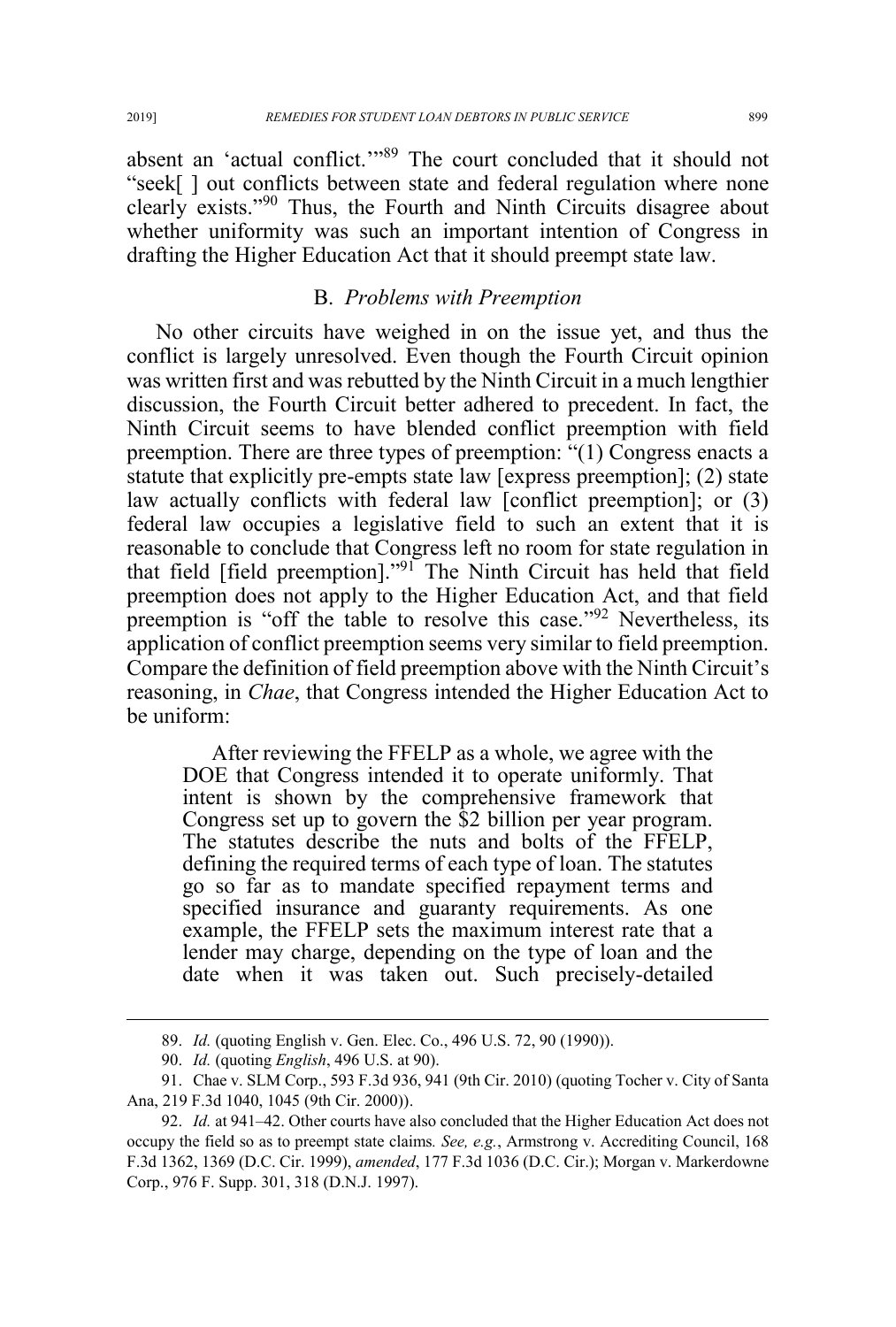absent an 'actual conflict.'"[89] The court concluded that it should not "seek[ ] out conflicts between state and federal regulation where none clearly exists."[90] Thus, the Fourth and Ninth Circuits disagree about whether uniformity was such an important intention of Congress in drafting the Higher Education Act that it should preempt state law.

## B. *Problems with Preemption*

No other circuits have weighed in on the issue yet, and thus the conflict is largely unresolved. Even though the Fourth Circuit opinion was written first and was rebutted by the Ninth Circuit in a much lengthier discussion, the Fourth Circuit better adhered to precedent. In fact, the Ninth Circuit seems to have blended conflict preemption with field preemption. There are three types of preemption: "(1) Congress enacts a statute that explicitly pre-empts state law [express preemption]; (2) state law actually conflicts with federal law [conflict preemption]; or (3) federal law occupies a legislative field to such an extent that it is reasonable to conclude that Congress left no room for state regulation in that field [field preemption]."[91] The Ninth Circuit has held that field preemption does not apply to the Higher Education Act, and that field preemption is "off the table to resolve this case."[92] Nevertheless, its application of conflict preemption seems very similar to field preemption. Compare the definition of field preemption above with the Ninth Circuit's reasoning, in *Chae*, that Congress intended the Higher Education Act to be uniform:

> After reviewing the FFELP as a whole, we agree with the DOE that Congress intended it to operate uniformly. That intent is shown by the comprehensive framework that Congress set up to govern the $2 billion per year program. The statutes describe the nuts and bolts of the FFELP, defining the required terms of each type of loan. The statutes go so far as to mandate specified repayment terms and specified insurance and guaranty requirements. As one example, the FFELP sets the maximum interest rate that a lender may charge, depending on the type of loan and the date when it was taken out. Such precisely-detailed

---

89. *Id.* (quoting English v. Gen. Elec. Co., 496 U.S. 72, 90 (1990)).

90. *Id.* (quoting *English*, 496 U.S. at 90).

91. Chae v. SLM Corp., 593 F.3d 936, 941 (9th Cir. 2010) (quoting Tocher v. City of Santa Ana, 219 F.3d 1040, 1045 (9th Cir. 2000)).

92. *Id.* at 941–42. Other courts have also concluded that the Higher Education Act does not occupy the field so as to preempt state claims. *See, e.g.*, Armstrong v. Accrediting Council, 168 F.3d 1362, 1369 (D.C. Cir. 1999), *amended*, 177 F.3d 1036 (D.C. Cir.); Morgan v. Markerdowne Corp., 976 F. Supp. 301, 318 (D.N.J. 1997).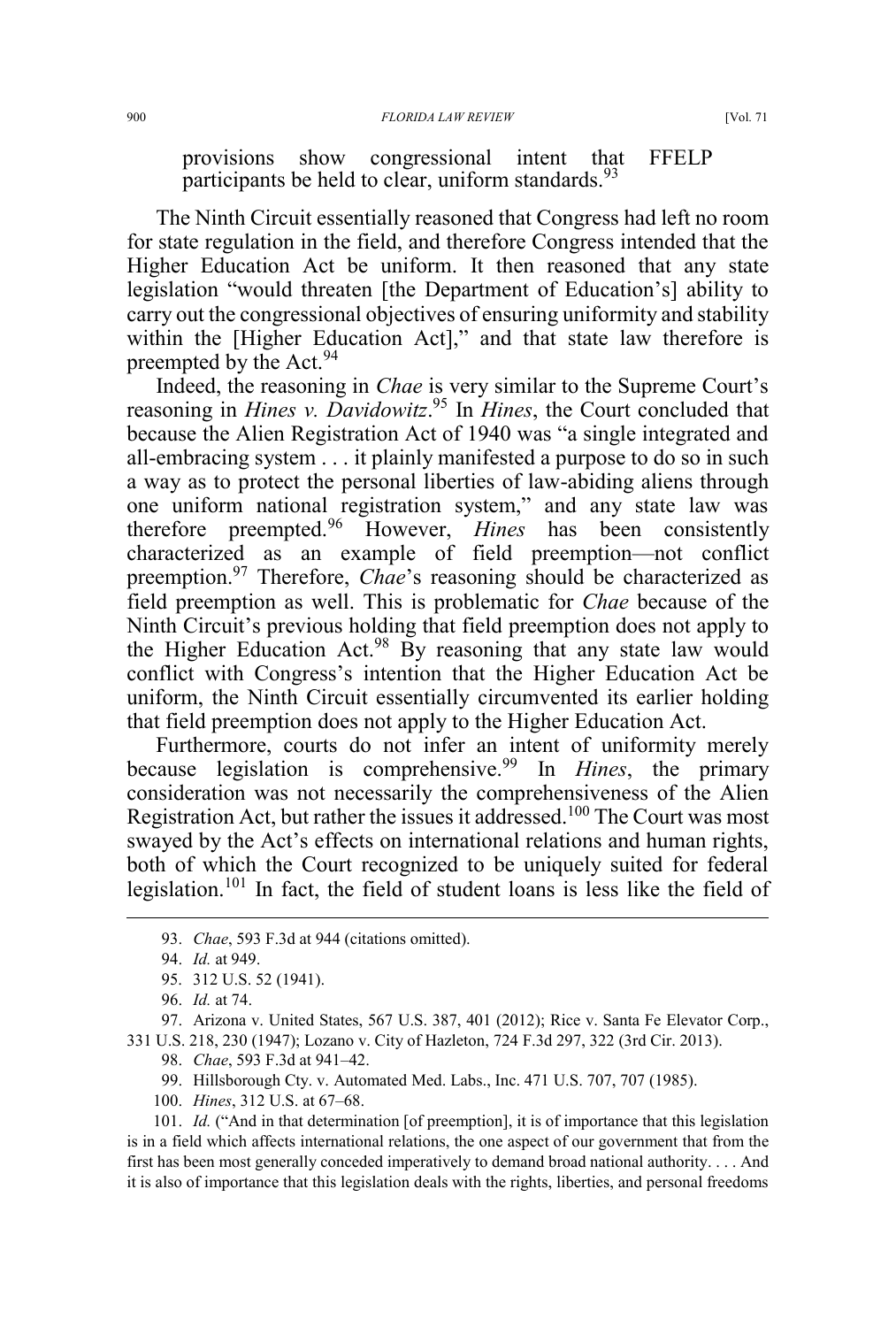provisions show congressional intent that FFELP participants be held to clear, uniform standards.[93]

The Ninth Circuit essentially reasoned that Congress had left no room for state regulation in the field, and therefore Congress intended that the Higher Education Act be uniform. It then reasoned that any state legislation "would threaten [the Department of Education's] ability to carry out the congressional objectives of ensuring uniformity and stability within the [Higher Education Act]," and that state law therefore is preempted by the Act.[94]

Indeed, the reasoning in *Chae* is very similar to the Supreme Court's reasoning in *Hines v. Davidowitz*.[95] In *Hines*, the Court concluded that because the Alien Registration Act of 1940 was "a single integrated and all-embracing system . . . it plainly manifested a purpose to do so in such a way as to protect the personal liberties of law-abiding aliens through one uniform national registration system," and any state law was therefore preempted.[96] However, *Hines* has been consistently characterized as an example of field preemption—not conflict preemption.[97] Therefore, *Chae*'s reasoning should be characterized as field preemption as well. This is problematic for *Chae* because of the Ninth Circuit's previous holding that field preemption does not apply to the Higher Education Act.[98] By reasoning that any state law would conflict with Congress's intention that the Higher Education Act be uniform, the Ninth Circuit essentially circumvented its earlier holding that field preemption does not apply to the Higher Education Act.

Furthermore, courts do not infer an intent of uniformity merely because legislation is comprehensive.[99] In *Hines*, the primary consideration was not necessarily the comprehensiveness of the Alien Registration Act, but rather the issues it addressed.[100] The Court was most swayed by the Act's effects on international relations and human rights, both of which the Court recognized to be uniquely suited for federal legislation.[101] In fact, the field of student loans is less like the field of

---

93. *Chae*, 593 F.3d at 944 (citations omitted).

94. *Id.* at 949.

95. 312 U.S. 52 (1941).

96. *Id.* at 74.

97. Arizona v. United States, 567 U.S. 387, 401 (2012); Rice v. Santa Fe Elevator Corp., 331 U.S. 218, 230 (1947); Lozano v. City of Hazleton, 724 F.3d 297, 322 (3rd Cir. 2013).

98. *Chae*, 593 F.3d at 941–42.

99. Hillsborough Cty. v. Automated Med. Labs., Inc. 471 U.S. 707, 707 (1985).

100. *Hines*, 312 U.S. at 67–68.

101. *Id.* ("And in that determination [of preemption], it is of importance that this legislation is in a field which affects international relations, the one aspect of our government that from the first has been most generally conceded imperatively to demand broad national authority. . . . And it is also of importance that this legislation deals with the rights, liberties, and personal freedoms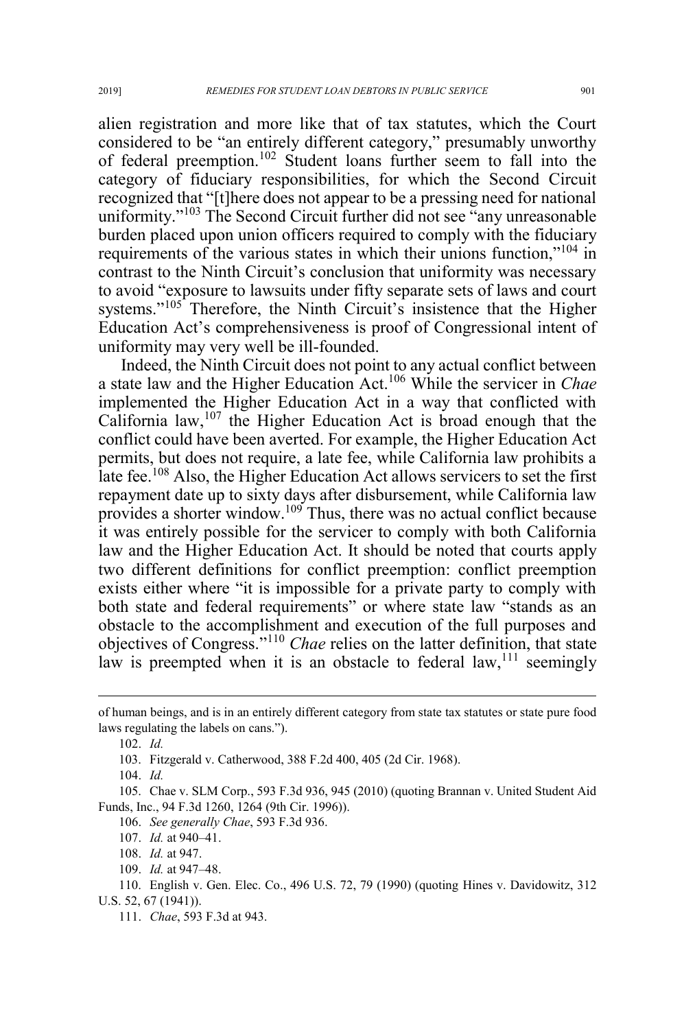alien registration and more like that of tax statutes, which the Court considered to be "an entirely different category," presumably unworthy of federal preemption.[102] Student loans further seem to fall into the category of fiduciary responsibilities, for which the Second Circuit recognized that "[t]here does not appear to be a pressing need for national uniformity."[103] The Second Circuit further did not see "any unreasonable burden placed upon union officers required to comply with the fiduciary requirements of the various states in which their unions function,"[104] in contrast to the Ninth Circuit's conclusion that uniformity was necessary to avoid "exposure to lawsuits under fifty separate sets of laws and court systems."[105] Therefore, the Ninth Circuit's insistence that the Higher Education Act's comprehensiveness is proof of Congressional intent of uniformity may very well be ill-founded.

Indeed, the Ninth Circuit does not point to any actual conflict between a state law and the Higher Education Act.[106] While the servicer in *Chae* implemented the Higher Education Act in a way that conflicted with California law,[107] the Higher Education Act is broad enough that the conflict could have been averted. For example, the Higher Education Act permits, but does not require, a late fee, while California law prohibits a late fee.[108] Also, the Higher Education Act allows servicers to set the first repayment date up to sixty days after disbursement, while California law provides a shorter window.[109] Thus, there was no actual conflict because it was entirely possible for the servicer to comply with both California law and the Higher Education Act. It should be noted that courts apply two different definitions for conflict preemption: conflict preemption exists either where "it is impossible for a private party to comply with both state and federal requirements" or where state law "stands as an obstacle to the accomplishment and execution of the full purposes and objectives of Congress."[110] *Chae* relies on the latter definition, that state law is preempted when it is an obstacle to federal law,[111] seemingly

---

of human beings, and is in an entirely different category from state tax statutes or state pure food laws regulating the labels on cans.").

102. *Id.*

103. Fitzgerald v. Catherwood, 388 F.2d 400, 405 (2d Cir. 1968).

104. *Id.*

105. Chae v. SLM Corp., 593 F.3d 936, 945 (2010) (quoting Brannan v. United Student Aid Funds, Inc., 94 F.3d 1260, 1264 (9th Cir. 1996)).

106. *See generally Chae*, 593 F.3d 936.

107. *Id.* at 940–41.

108. *Id.* at 947.

109. *Id.* at 947–48.

110. English v. Gen. Elec. Co., 496 U.S. 72, 79 (1990) (quoting Hines v. Davidowitz, 312 U.S. 52, 67 (1941)).

111. *Chae*, 593 F.3d at 943.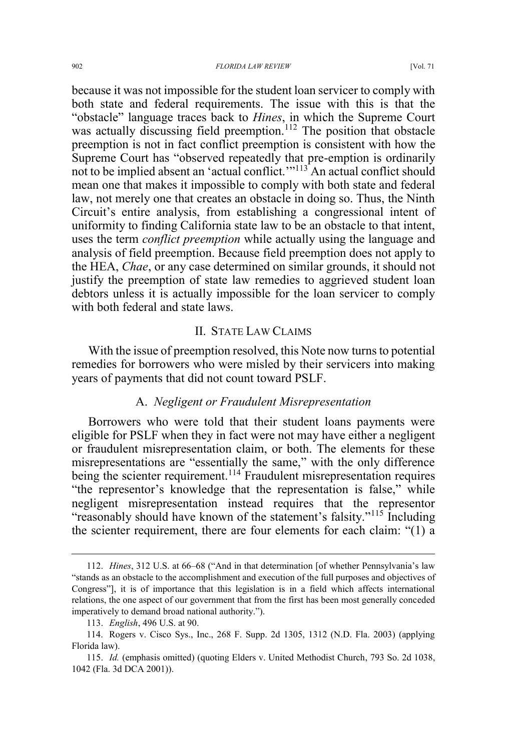because it was not impossible for the student loan servicer to comply with both state and federal requirements. The issue with this is that the "obstacle" language traces back to *Hines*, in which the Supreme Court was actually discussing field preemption.[112] The position that obstacle preemption is not in fact conflict preemption is consistent with how the Supreme Court has "observed repeatedly that pre-emption is ordinarily not to be implied absent an 'actual conflict.'"[113] An actual conflict should mean one that makes it impossible to comply with both state and federal law, not merely one that creates an obstacle in doing so. Thus, the Ninth Circuit's entire analysis, from establishing a congressional intent of uniformity to finding California state law to be an obstacle to that intent, uses the term *conflict preemption* while actually using the language and analysis of field preemption. Because field preemption does not apply to the HEA, *Chae*, or any case determined on similar grounds, it should not justify the preemption of state law remedies to aggrieved student loan debtors unless it is actually impossible for the loan servicer to comply with both federal and state laws.

## II. State Law Claims

With the issue of preemption resolved, this Note now turns to potential remedies for borrowers who were misled by their servicers into making years of payments that did not count toward PSLF.

### A. *Negligent or Fraudulent Misrepresentation*

Borrowers who were told that their student loans payments were eligible for PSLF when they in fact were not may have either a negligent or fraudulent misrepresentation claim, or both. The elements for these misrepresentations are "essentially the same," with the only difference being the scienter requirement.[114] Fraudulent misrepresentation requires "the representor's knowledge that the representation is false," while negligent misrepresentation instead requires that the representor "reasonably should have known of the statement's falsity."[115] Including the scienter requirement, there are four elements for each claim: "(1) a

---

112. *Hines*, 312 U.S. at 66–68 ("And in that determination [of whether Pennsylvania's law "stands as an obstacle to the accomplishment and execution of the full purposes and objectives of Congress"], it is of importance that this legislation is in a field which affects international relations, the one aspect of our government that from the first has been most generally conceded imperatively to demand broad national authority.").

113. *English*, 496 U.S. at 90.

114. Rogers v. Cisco Sys., Inc., 268 F. Supp. 2d 1305, 1312 (N.D. Fla. 2003) (applying Florida law).

115. *Id.* (emphasis omitted) (quoting Elders v. United Methodist Church, 793 So. 2d 1038, 1042 (Fla. 3d DCA 2001)).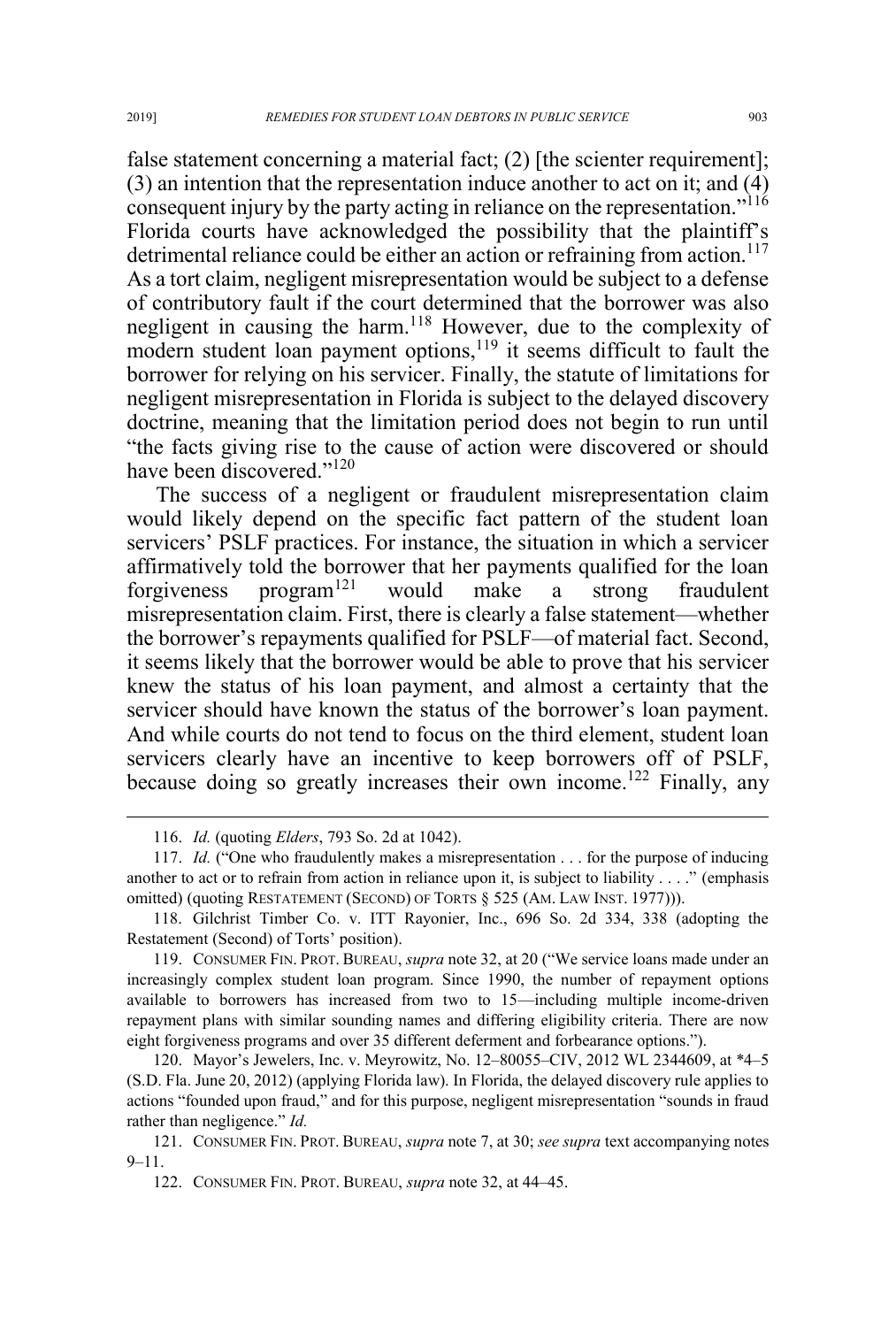false statement concerning a material fact; (2) [the scienter requirement]; (3) an intention that the representation induce another to act on it; and (4) consequent injury by the party acting in reliance on the representation."[116] Florida courts have acknowledged the possibility that the plaintiff's detrimental reliance could be either an action or refraining from action.[117] As a tort claim, negligent misrepresentation would be subject to a defense of contributory fault if the court determined that the borrower was also negligent in causing the harm.[118] However, due to the complexity of modern student loan payment options,[119] it seems difficult to fault the borrower for relying on his servicer. Finally, the statute of limitations for negligent misrepresentation in Florida is subject to the delayed discovery doctrine, meaning that the limitation period does not begin to run until "the facts giving rise to the cause of action were discovered or should have been discovered."[120]

The success of a negligent or fraudulent misrepresentation claim would likely depend on the specific fact pattern of the student loan servicers' PSLF practices. For instance, the situation in which a servicer affirmatively told the borrower that her payments qualified for the loan forgiveness program[121] would make a strong fraudulent misrepresentation claim. First, there is clearly a false statement—whether the borrower's repayments qualified for PSLF—of material fact. Second, it seems likely that the borrower would be able to prove that his servicer knew the status of his loan payment, and almost a certainty that the servicer should have known the status of the borrower's loan payment. And while courts do not tend to focus on the third element, student loan servicers clearly have an incentive to keep borrowers off of PSLF, because doing so greatly increases their own income.[122] Finally, any

---

116. *Id.* (quoting *Elders*, 793 So. 2d at 1042).

117. *Id.* ("One who fraudulently makes a misrepresentation . . . for the purpose of inducing another to act or to refrain from action in reliance upon it, is subject to liability . . . ." (emphasis omitted) (quoting RESTATEMENT (SECOND) OF TORTS § 525 (AM. LAW INST. 1977))).

118. Gilchrist Timber Co. v. ITT Rayonier, Inc., 696 So. 2d 334, 338 (adopting the Restatement (Second) of Torts' position).

119. CONSUMER FIN. PROT. BUREAU, *supra* note 32, at 20 ("We service loans made under an increasingly complex student loan program. Since 1990, the number of repayment options available to borrowers has increased from two to 15—including multiple income-driven repayment plans with similar sounding names and differing eligibility criteria. There are now eight forgiveness programs and over 35 different deferment and forbearance options.").

120. Mayor's Jewelers, Inc. v. Meyrowitz, No. 12–80055–CIV, 2012 WL 2344609, at *4–5 (S.D. Fla. June 20, 2012) (applying Florida law). In Florida, the delayed discovery rule applies to actions "founded upon fraud," and for this purpose, negligent misrepresentation "sounds in fraud rather than negligence." *Id.*

121. CONSUMER FIN. PROT. BUREAU, *supra* note 7, at 30; *see supra* text accompanying notes 9–11.

122. CONSUMER FIN. PROT. BUREAU, *supra* note 32, at 44–45.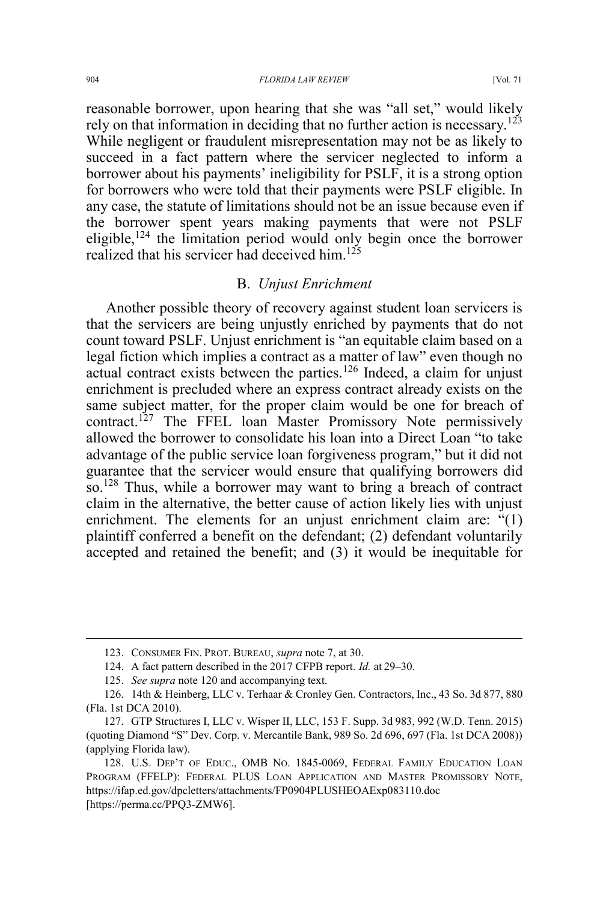reasonable borrower, upon hearing that she was "all set," would likely rely on that information in deciding that no further action is necessary.[123] While negligent or fraudulent misrepresentation may not be as likely to succeed in a fact pattern where the servicer neglected to inform a borrower about his payments' ineligibility for PSLF, it is a strong option for borrowers who were told that their payments were PSLF eligible. In any case, the statute of limitations should not be an issue because even if the borrower spent years making payments that were not PSLF eligible,[124] the limitation period would only begin once the borrower realized that his servicer had deceived him.[125]

### B. *Unjust Enrichment*

Another possible theory of recovery against student loan servicers is that the servicers are being unjustly enriched by payments that do not count toward PSLF. Unjust enrichment is "an equitable claim based on a legal fiction which implies a contract as a matter of law" even though no actual contract exists between the parties.[126] Indeed, a claim for unjust enrichment is precluded where an express contract already exists on the same subject matter, for the proper claim would be one for breach of contract.[127] The FFEL loan Master Promissory Note permissively allowed the borrower to consolidate his loan into a Direct Loan "to take advantage of the public service loan forgiveness program," but it did not guarantee that the servicer would ensure that qualifying borrowers did so.[128] Thus, while a borrower may want to bring a breach of contract claim in the alternative, the better cause of action likely lies with unjust enrichment. The elements for an unjust enrichment claim are: "(1) plaintiff conferred a benefit on the defendant; (2) defendant voluntarily accepted and retained the benefit; and (3) it would be inequitable for

---

123. CONSUMER FIN. PROT. BUREAU, *supra* note 7, at 30.

124. A fact pattern described in the 2017 CFPB report. *Id.* at 29–30.

125. *See supra* note 120 and accompanying text.

126. 14th & Heinberg, LLC v. Terhaar & Cronley Gen. Contractors, Inc., 43 So. 3d 877, 880 (Fla. 1st DCA 2010).

127. GTP Structures I, LLC v. Wisper II, LLC, 153 F. Supp. 3d 983, 992 (W.D. Tenn. 2015) (quoting Diamond "S" Dev. Corp. v. Mercantile Bank, 989 So. 2d 696, 697 (Fla. 1st DCA 2008)) (applying Florida law).

128. U.S. DEP'T OF EDUC., OMB NO. 1845-0069, FEDERAL FAMILY EDUCATION LOAN PROGRAM (FFELP): FEDERAL PLUS LOAN APPLICATION AND MASTER PROMISSORY NOTE, https://ifap.ed.gov/dpcletters/attachments/FP0904PLUSHEOAExp083110.doc [https://perma.cc/PPQ3-ZMW6].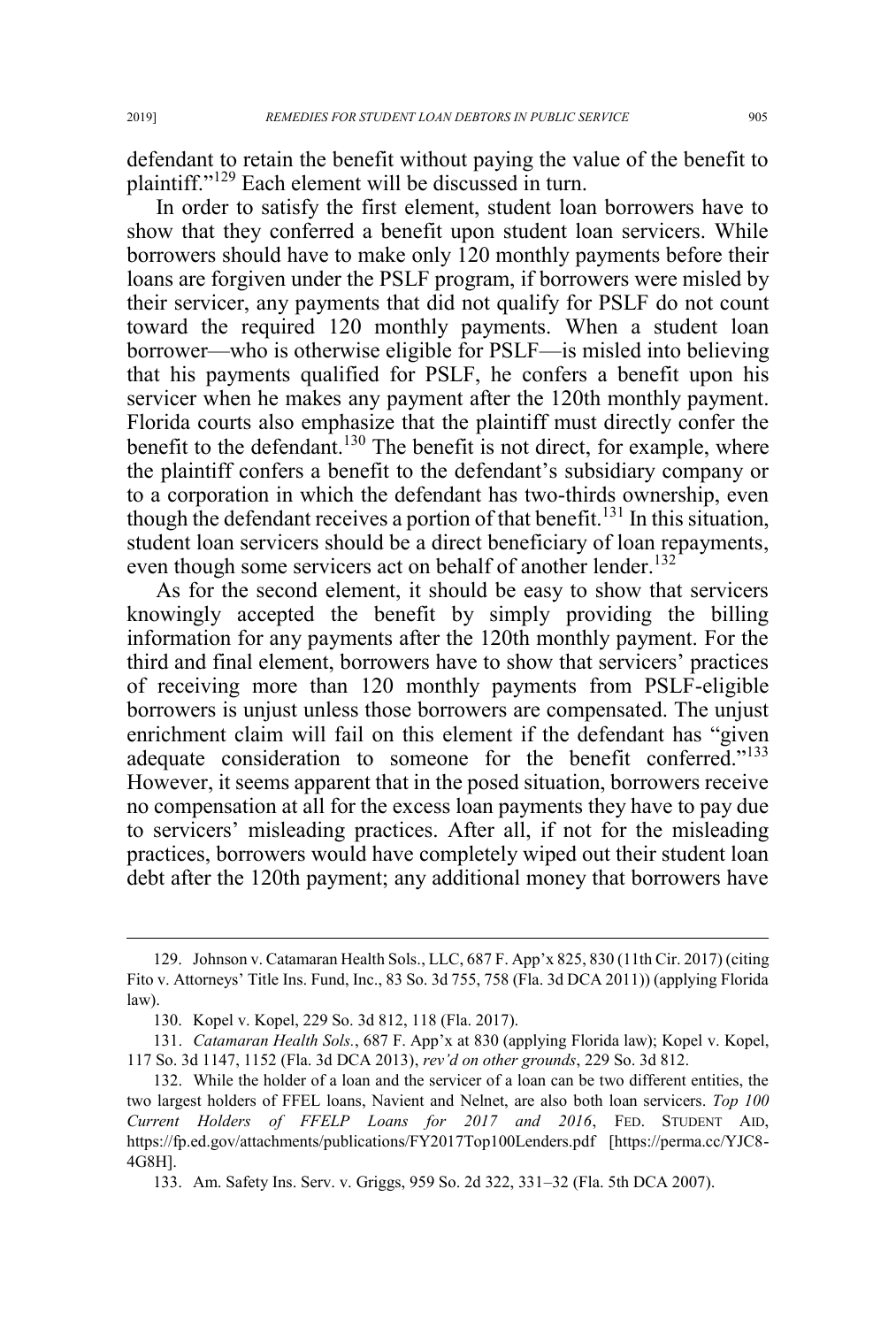defendant to retain the benefit without paying the value of the benefit to plaintiff."[129] Each element will be discussed in turn.

In order to satisfy the first element, student loan borrowers have to show that they conferred a benefit upon student loan servicers. While borrowers should have to make only 120 monthly payments before their loans are forgiven under the PSLF program, if borrowers were misled by their servicer, any payments that did not qualify for PSLF do not count toward the required 120 monthly payments. When a student loan borrower—who is otherwise eligible for PSLF—is misled into believing that his payments qualified for PSLF, he confers a benefit upon his servicer when he makes any payment after the 120th monthly payment. Florida courts also emphasize that the plaintiff must directly confer the benefit to the defendant.[130] The benefit is not direct, for example, where the plaintiff confers a benefit to the defendant's subsidiary company or to a corporation in which the defendant has two-thirds ownership, even though the defendant receives a portion of that benefit.[131] In this situation, student loan servicers should be a direct beneficiary of loan repayments, even though some servicers act on behalf of another lender.[132]

As for the second element, it should be easy to show that servicers knowingly accepted the benefit by simply providing the billing information for any payments after the 120th monthly payment. For the third and final element, borrowers have to show that servicers' practices of receiving more than 120 monthly payments from PSLF-eligible borrowers is unjust unless those borrowers are compensated. The unjust enrichment claim will fail on this element if the defendant has "given adequate consideration to someone for the benefit conferred."[133] However, it seems apparent that in the posed situation, borrowers receive no compensation at all for the excess loan payments they have to pay due to servicers' misleading practices. After all, if not for the misleading practices, borrowers would have completely wiped out their student loan debt after the 120th payment; any additional money that borrowers have

---

129. Johnson v. Catamaran Health Sols., LLC, 687 F. App'x 825, 830 (11th Cir. 2017) (citing Fito v. Attorneys' Title Ins. Fund, Inc., 83 So. 3d 755, 758 (Fla. 3d DCA 2011)) (applying Florida law).

130. Kopel v. Kopel, 229 So. 3d 812, 118 (Fla. 2017).

131. *Catamaran Health Sols.*, 687 F. App'x at 830 (applying Florida law); Kopel v. Kopel, 117 So. 3d 1147, 1152 (Fla. 3d DCA 2013), *rev'd on other grounds*, 229 So. 3d 812.

132. While the holder of a loan and the servicer of a loan can be two different entities, the two largest holders of FFEL loans, Navient and Nelnet, are also both loan servicers. *Top 100 Current Holders of FFELP Loans for 2017 and 2016*, FED. STUDENT AID, https://fp.ed.gov/attachments/publications/FY2017Top100Lenders.pdf [https://perma.cc/YJC8-4G8H].

133. Am. Safety Ins. Serv. v. Griggs, 959 So. 2d 322, 331–32 (Fla. 5th DCA 2007).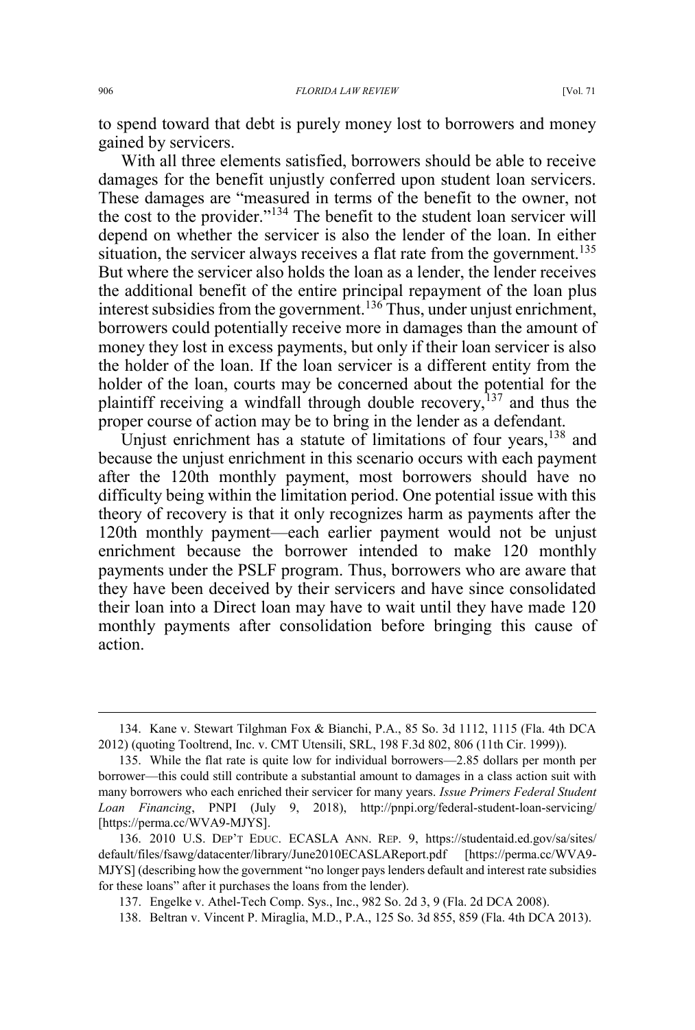to spend toward that debt is purely money lost to borrowers and money gained by servicers.

With all three elements satisfied, borrowers should be able to receive damages for the benefit unjustly conferred upon student loan servicers. These damages are "measured in terms of the benefit to the owner, not the cost to the provider."[134] The benefit to the student loan servicer will depend on whether the servicer is also the lender of the loan. In either situation, the servicer always receives a flat rate from the government.[135] But where the servicer also holds the loan as a lender, the lender receives the additional benefit of the entire principal repayment of the loan plus interest subsidies from the government.[136] Thus, under unjust enrichment, borrowers could potentially receive more in damages than the amount of money they lost in excess payments, but only if their loan servicer is also the holder of the loan. If the loan servicer is a different entity from the holder of the loan, courts may be concerned about the potential for the plaintiff receiving a windfall through double recovery,[137] and thus the proper course of action may be to bring in the lender as a defendant.

Unjust enrichment has a statute of limitations of four years,[138] and because the unjust enrichment in this scenario occurs with each payment after the 120th monthly payment, most borrowers should have no difficulty being within the limitation period. One potential issue with this theory of recovery is that it only recognizes harm as payments after the 120th monthly payment—each earlier payment would not be unjust enrichment because the borrower intended to make 120 monthly payments under the PSLF program. Thus, borrowers who are aware that they have been deceived by their servicers and have since consolidated their loan into a Direct loan may have to wait until they have made 120 monthly payments after consolidation before bringing this cause of action.

---

134. Kane v. Stewart Tilghman Fox & Bianchi, P.A., 85 So. 3d 1112, 1115 (Fla. 4th DCA 2012) (quoting Tooltrend, Inc. v. CMT Utensili, SRL, 198 F.3d 802, 806 (11th Cir. 1999)).

135. While the flat rate is quite low for individual borrowers—2.85 dollars per month per borrower—this could still contribute a substantial amount to damages in a class action suit with many borrowers who each enriched their servicer for many years. *Issue Primers Federal Student Loan Financing*, PNPI (July 9, 2018), http://pnpi.org/federal-student-loan-servicing/ [https://perma.cc/WVA9-MJYS].

136. 2010 U.S. DEP'T EDUC. ECASLA ANN. REP. 9, https://studentaid.ed.gov/sa/sites/default/files/fsawg/datacenter/library/June2010ECASLAReport.pdf [https://perma.cc/WVA9-MJYS] (describing how the government "no longer pays lenders default and interest rate subsidies for these loans" after it purchases the loans from the lender).

137. Engelke v. Athel-Tech Comp. Sys., Inc., 982 So. 2d 3, 9 (Fla. 2d DCA 2008).

138. Beltran v. Vincent P. Miraglia, M.D., P.A., 125 So. 3d 855, 859 (Fla. 4th DCA 2013).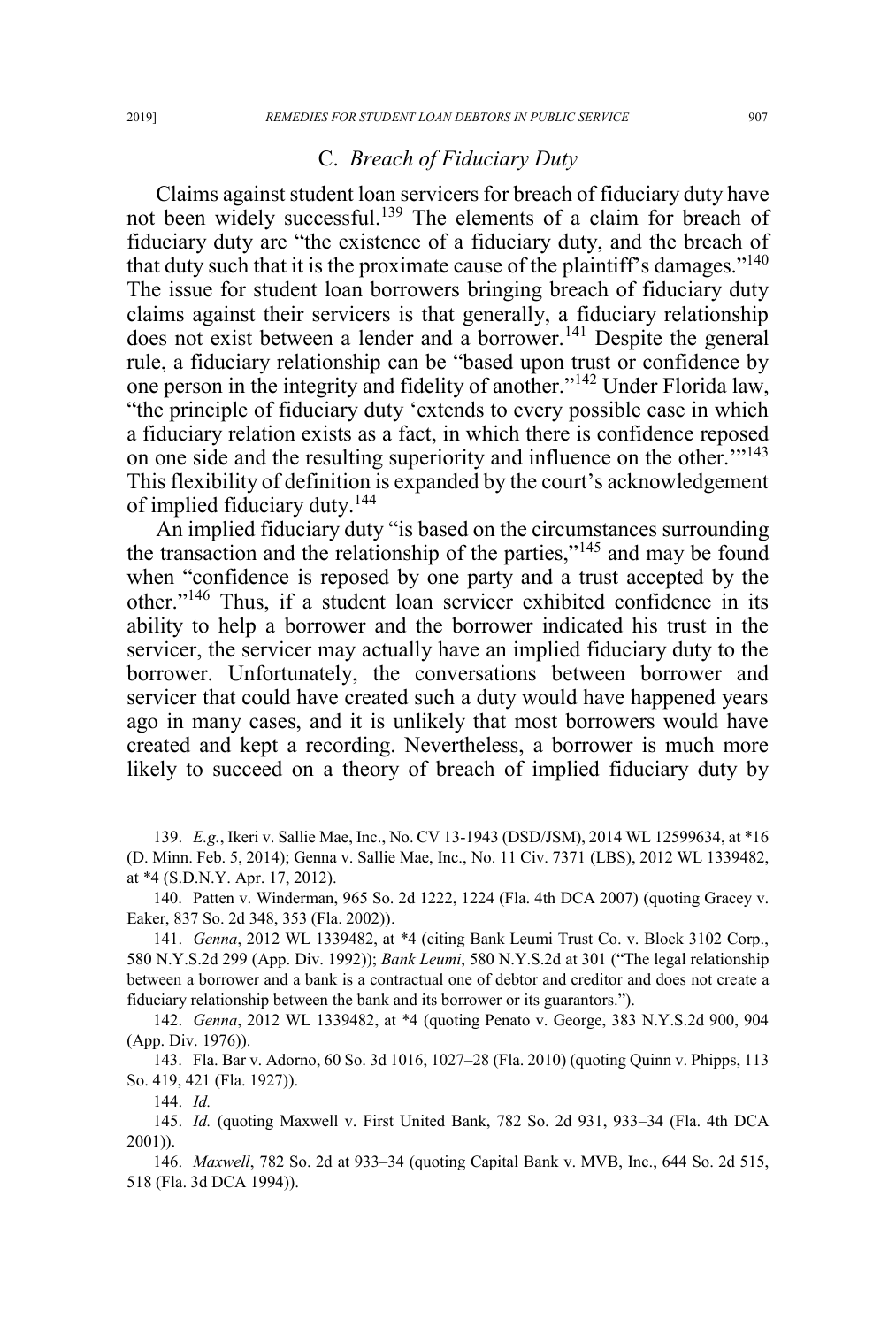### C. *Breach of Fiduciary Duty*

Claims against student loan servicers for breach of fiduciary duty have not been widely successful.[139] The elements of a claim for breach of fiduciary duty are "the existence of a fiduciary duty, and the breach of that duty such that it is the proximate cause of the plaintiff's damages."[140] The issue for student loan borrowers bringing breach of fiduciary duty claims against their servicers is that generally, a fiduciary relationship does not exist between a lender and a borrower.[141] Despite the general rule, a fiduciary relationship can be "based upon trust or confidence by one person in the integrity and fidelity of another."[142] Under Florida law, "the principle of fiduciary duty 'extends to every possible case in which a fiduciary relation exists as a fact, in which there is confidence reposed on one side and the resulting superiority and influence on the other.'"[143] This flexibility of definition is expanded by the court's acknowledgement of implied fiduciary duty.[144]

An implied fiduciary duty "is based on the circumstances surrounding the transaction and the relationship of the parties,"[145] and may be found when "confidence is reposed by one party and a trust accepted by the other."[146] Thus, if a student loan servicer exhibited confidence in its ability to help a borrower and the borrower indicated his trust in the servicer, the servicer may actually have an implied fiduciary duty to the borrower. Unfortunately, the conversations between borrower and servicer that could have created such a duty would have happened years ago in many cases, and it is unlikely that most borrowers would have created and kept a recording. Nevertheless, a borrower is much more likely to succeed on a theory of breach of implied fiduciary duty by

---

139. *E.g.*, Ikeri v. Sallie Mae, Inc., No. CV 13-1943 (DSD/JSM), 2014 WL 12599634, at *16 (D. Minn. Feb. 5, 2014); Genna v. Sallie Mae, Inc., No. 11 Civ. 7371 (LBS), 2012 WL 1339482, at *4 (S.D.N.Y. Apr. 17, 2012).

140. Patten v. Winderman, 965 So. 2d 1222, 1224 (Fla. 4th DCA 2007) (quoting Gracey v. Eaker, 837 So. 2d 348, 353 (Fla. 2002)).

141. *Genna*, 2012 WL 1339482, at *4 (citing Bank Leumi Trust Co. v. Block 3102 Corp., 580 N.Y.S.2d 299 (App. Div. 1992)); *Bank Leumi*, 580 N.Y.S.2d at 301 ("The legal relationship between a borrower and a bank is a contractual one of debtor and creditor and does not create a fiduciary relationship between the bank and its borrower or its guarantors.").

142. *Genna*, 2012 WL 1339482, at *4 (quoting Penato v. George, 383 N.Y.S.2d 900, 904 (App. Div. 1976)).

143. Fla. Bar v. Adorno, 60 So. 3d 1016, 1027–28 (Fla. 2010) (quoting Quinn v. Phipps, 113 So. 419, 421 (Fla. 1927)).

144. *Id.*

145. *Id.* (quoting Maxwell v. First United Bank, 782 So. 2d 931, 933–34 (Fla. 4th DCA 2001)).

146. *Maxwell*, 782 So. 2d at 933–34 (quoting Capital Bank v. MVB, Inc., 644 So. 2d 515, 518 (Fla. 3d DCA 1994)).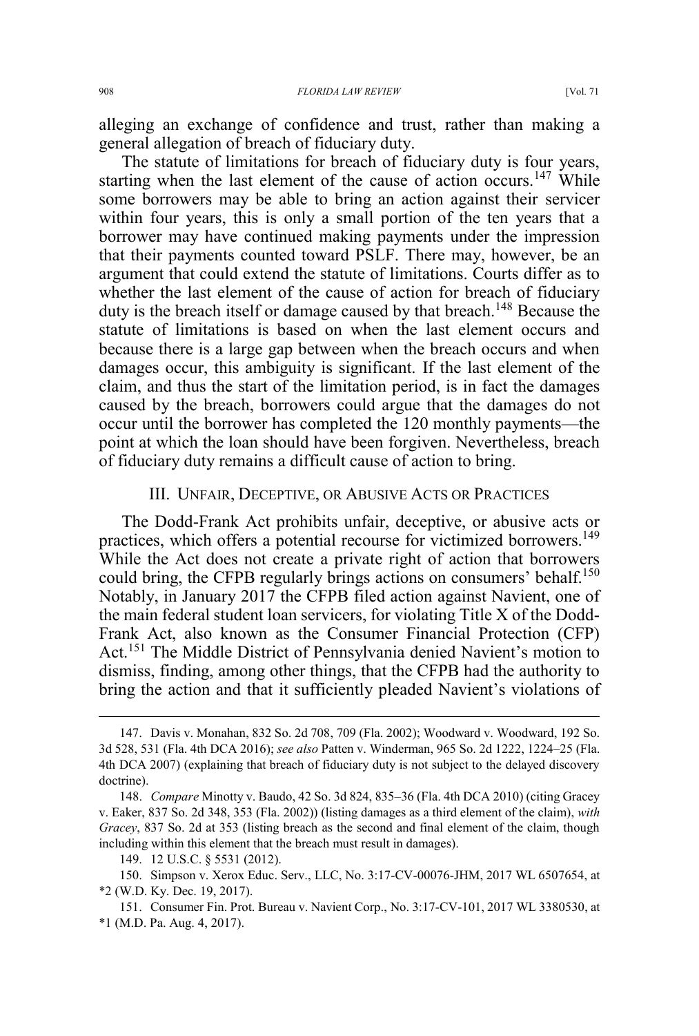alleging an exchange of confidence and trust, rather than making a general allegation of breach of fiduciary duty.

The statute of limitations for breach of fiduciary duty is four years, starting when the last element of the cause of action occurs.[147] While some borrowers may be able to bring an action against their servicer within four years, this is only a small portion of the ten years that a borrower may have continued making payments under the impression that their payments counted toward PSLF. There may, however, be an argument that could extend the statute of limitations. Courts differ as to whether the last element of the cause of action for breach of fiduciary duty is the breach itself or damage caused by that breach.[148] Because the statute of limitations is based on when the last element occurs and because there is a large gap between when the breach occurs and when damages occur, this ambiguity is significant. If the last element of the claim, and thus the start of the limitation period, is in fact the damages caused by the breach, borrowers could argue that the damages do not occur until the borrower has completed the 120 monthly payments—the point at which the loan should have been forgiven. Nevertheless, breach of fiduciary duty remains a difficult cause of action to bring.

## III. Unfair, Deceptive, or Abusive Acts or Practices

The Dodd-Frank Act prohibits unfair, deceptive, or abusive acts or practices, which offers a potential recourse for victimized borrowers.[149] While the Act does not create a private right of action that borrowers could bring, the CFPB regularly brings actions on consumers' behalf.[150] Notably, in January 2017 the CFPB filed action against Navient, one of the main federal student loan servicers, for violating Title X of the Dodd-Frank Act, also known as the Consumer Financial Protection (CFP) Act.[151] The Middle District of Pennsylvania denied Navient's motion to dismiss, finding, among other things, that the CFPB had the authority to bring the action and that it sufficiently pleaded Navient's violations of

---

147. Davis v. Monahan, 832 So. 2d 708, 709 (Fla. 2002); Woodward v. Woodward, 192 So. 3d 528, 531 (Fla. 4th DCA 2016); *see also* Patten v. Winderman, 965 So. 2d 1222, 1224–25 (Fla. 4th DCA 2007) (explaining that breach of fiduciary duty is not subject to the delayed discovery doctrine).

148. *Compare* Minotty v. Baudo, 42 So. 3d 824, 835–36 (Fla. 4th DCA 2010) (citing Gracey v. Eaker, 837 So. 2d 348, 353 (Fla. 2002)) (listing damages as a third element of the claim), *with Gracey*, 837 So. 2d at 353 (listing breach as the second and final element of the claim, though including within this element that the breach must result in damages).

149. 12 U.S.C. § 5531 (2012).

150. Simpson v. Xerox Educ. Serv., LLC, No. 3:17-CV-00076-JHM, 2017 WL 6507654, at *2 (W.D. Ky. Dec. 19, 2017).

151. Consumer Fin. Prot. Bureau v. Navient Corp., No. 3:17-CV-101, 2017 WL 3380530, at *1 (M.D. Pa. Aug. 4, 2017).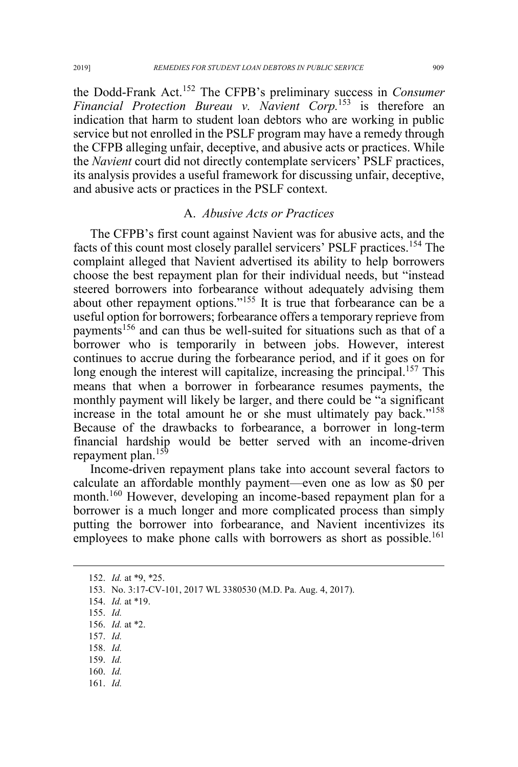the Dodd-Frank Act.[152] The CFPB's preliminary success in *Consumer Financial Protection Bureau v. Navient Corp.*[153] is therefore an indication that harm to student loan debtors who are working in public service but not enrolled in the PSLF program may have a remedy through the CFPB alleging unfair, deceptive, and abusive acts or practices. While the *Navient* court did not directly contemplate servicers' PSLF practices, its analysis provides a useful framework for discussing unfair, deceptive, and abusive acts or practices in the PSLF context.

### A. *Abusive Acts or Practices*

The CFPB's first count against Navient was for abusive acts, and the facts of this count most closely parallel servicers' PSLF practices.[154] The complaint alleged that Navient advertised its ability to help borrowers choose the best repayment plan for their individual needs, but "instead steered borrowers into forbearance without adequately advising them about other repayment options."[155] It is true that forbearance can be a useful option for borrowers; forbearance offers a temporary reprieve from payments[156] and can thus be well-suited for situations such as that of a borrower who is temporarily in between jobs. However, interest continues to accrue during the forbearance period, and if it goes on for long enough the interest will capitalize, increasing the principal.[157] This means that when a borrower in forbearance resumes payments, the monthly payment will likely be larger, and there could be "a significant increase in the total amount he or she must ultimately pay back."[158] Because of the drawbacks to forbearance, a borrower in long-term financial hardship would be better served with an income-driven repayment plan.[159]

Income-driven repayment plans take into account several factors to calculate an affordable monthly payment—even one as low as $0 per month.[160] However, developing an income-based repayment plan for a borrower is a much longer and more complicated process than simply putting the borrower into forbearance, and Navient incentivizes its employees to make phone calls with borrowers as short as possible.[161]

---

152. *Id.* at \*9, \*25.

153. No. 3:17-CV-101, 2017 WL 3380530 (M.D. Pa. Aug. 4, 2017).

154. *Id.* at \*19.

155. *Id.*

156. *Id.* at \*2.

157. *Id.*

158. *Id.*

159. *Id.*

160. *Id.*

161. *Id.*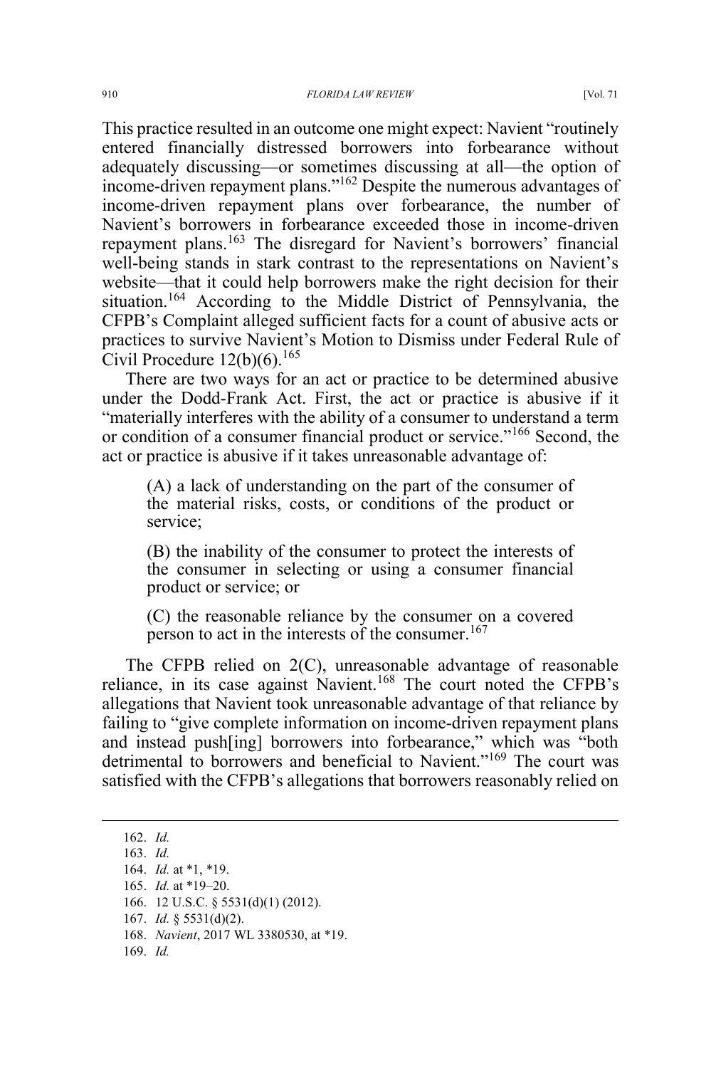This practice resulted in an outcome one might expect: Navient "routinely entered financially distressed borrowers into forbearance without adequately discussing—or sometimes discussing at all—the option of income-driven repayment plans."[162] Despite the numerous advantages of income-driven repayment plans over forbearance, the number of Navient's borrowers in forbearance exceeded those in income-driven repayment plans.[163] The disregard for Navient's borrowers' financial well-being stands in stark contrast to the representations on Navient's website—that it could help borrowers make the right decision for their situation.[164] According to the Middle District of Pennsylvania, the CFPB's Complaint alleged sufficient facts for a count of abusive acts or practices to survive Navient's Motion to Dismiss under Federal Rule of Civil Procedure 12(b)(6).[165]

There are two ways for an act or practice to be determined abusive under the Dodd-Frank Act. First, the act or practice is abusive if it "materially interferes with the ability of a consumer to understand a term or condition of a consumer financial product or service."[166] Second, the act or practice is abusive if it takes unreasonable advantage of:

> (A) a lack of understanding on the part of the consumer of the material risks, costs, or conditions of the product or service;
>
> (B) the inability of the consumer to protect the interests of the consumer in selecting or using a consumer financial product or service; or
>
> (C) the reasonable reliance by the consumer on a covered person to act in the interests of the consumer.[167]

The CFPB relied on 2(C), unreasonable advantage of reasonable reliance, in its case against Navient.[168] The court noted the CFPB's allegations that Navient took unreasonable advantage of that reliance by failing to "give complete information on income-driven repayment plans and instead push[ing] borrowers into forbearance," which was "both detrimental to borrowers and beneficial to Navient."[169] The court was satisfied with the CFPB's allegations that borrowers reasonably relied on

---

162. *Id.*

163. *Id.*

164. *Id.* at *1, *19.

165. *Id.* at *19–20.

166. 12 U.S.C. § 5531(d)(1) (2012).

167. *Id.* § 5531(d)(2).

168. *Navient*, 2017 WL 3380530, at *19.

169. *Id.*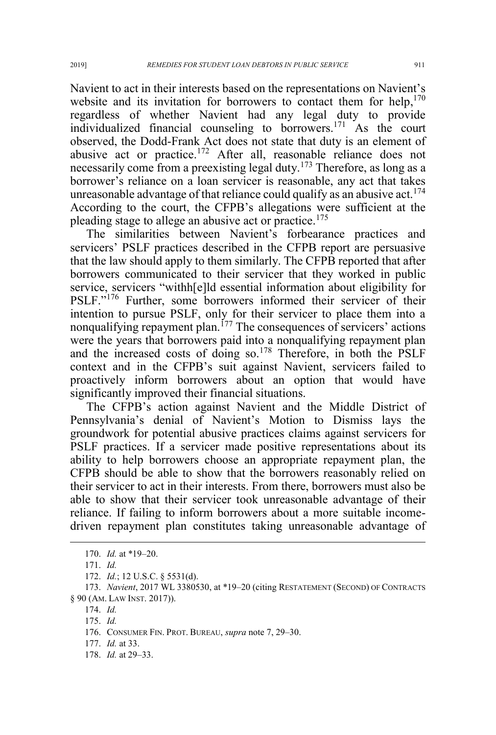Navient to act in their interests based on the representations on Navient's website and its invitation for borrowers to contact them for help,[170] regardless of whether Navient had any legal duty to provide individualized financial counseling to borrowers.[171] As the court observed, the Dodd-Frank Act does not state that duty is an element of abusive act or practice.[172] After all, reasonable reliance does not necessarily come from a preexisting legal duty.[173] Therefore, as long as a borrower's reliance on a loan servicer is reasonable, any act that takes unreasonable advantage of that reliance could qualify as an abusive act.[174] According to the court, the CFPB's allegations were sufficient at the pleading stage to allege an abusive act or practice.[175]

The similarities between Navient's forbearance practices and servicers' PSLF practices described in the CFPB report are persuasive that the law should apply to them similarly. The CFPB reported that after borrowers communicated to their servicer that they worked in public service, servicers "withh[e]ld essential information about eligibility for PSLF."[176] Further, some borrowers informed their servicer of their intention to pursue PSLF, only for their servicer to place them into a nonqualifying repayment plan.[177] The consequences of servicers' actions were the years that borrowers paid into a nonqualifying repayment plan and the increased costs of doing so.[178] Therefore, in both the PSLF context and in the CFPB's suit against Navient, servicers failed to proactively inform borrowers about an option that would have significantly improved their financial situations.

The CFPB's action against Navient and the Middle District of Pennsylvania's denial of Navient's Motion to Dismiss lays the groundwork for potential abusive practices claims against servicers for PSLF practices. If a servicer made positive representations about its ability to help borrowers choose an appropriate repayment plan, the CFPB should be able to show that the borrowers reasonably relied on their servicer to act in their interests. From there, borrowers must also be able to show that their servicer took unreasonable advantage of their reliance. If failing to inform borrowers about a more suitable income-driven repayment plan constitutes taking unreasonable advantage of

---

170. *Id.* at *19–20.

171. *Id.*

172. *Id.*; 12 U.S.C. § 5531(d).

173. *Navient*, 2017 WL 3380530, at *19–20 (citing RESTATEMENT (SECOND) OF CONTRACTS § 90 (AM. LAW INST. 2017)).

174. *Id.*

175. *Id.*

176. CONSUMER FIN. PROT. BUREAU, *supra* note 7, 29–30.

177. *Id.* at 33.

178. *Id.* at 29–33.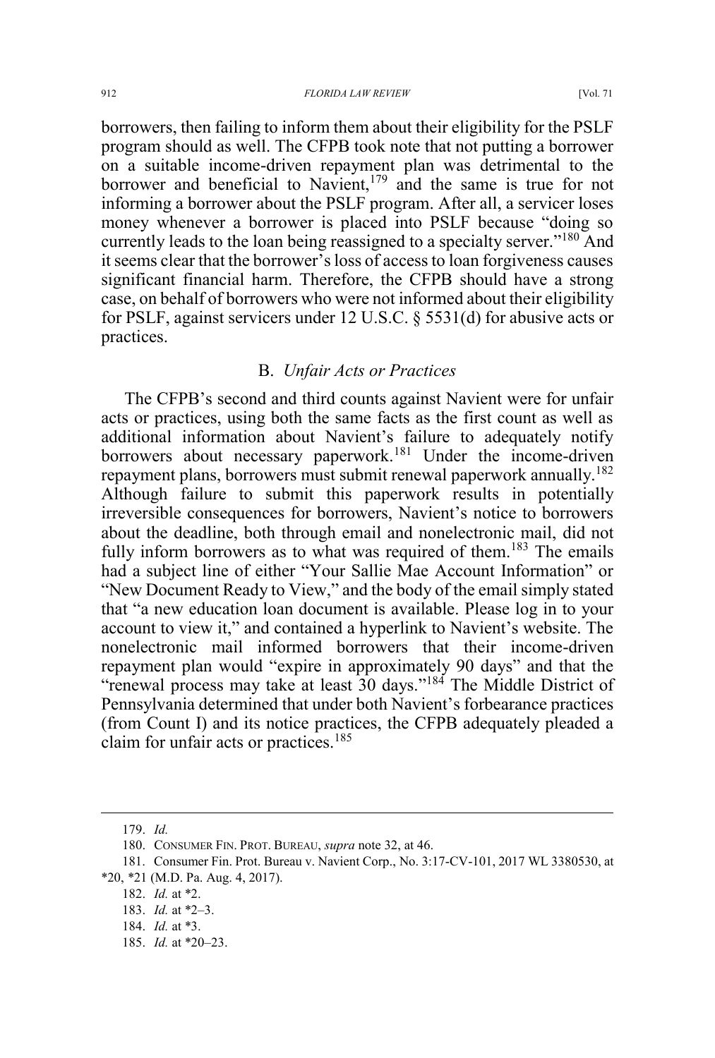borrowers, then failing to inform them about their eligibility for the PSLF program should as well. The CFPB took note that not putting a borrower on a suitable income-driven repayment plan was detrimental to the borrower and beneficial to Navient,[179] and the same is true for not informing a borrower about the PSLF program. After all, a servicer loses money whenever a borrower is placed into PSLF because "doing so currently leads to the loan being reassigned to a specialty server."[180] And it seems clear that the borrower's loss of access to loan forgiveness causes significant financial harm. Therefore, the CFPB should have a strong case, on behalf of borrowers who were not informed about their eligibility for PSLF, against servicers under 12 U.S.C. § 5531(d) for abusive acts or practices.

## B. *Unfair Acts or Practices*

The CFPB's second and third counts against Navient were for unfair acts or practices, using both the same facts as the first count as well as additional information about Navient's failure to adequately notify borrowers about necessary paperwork.[181] Under the income-driven repayment plans, borrowers must submit renewal paperwork annually.[182] Although failure to submit this paperwork results in potentially irreversible consequences for borrowers, Navient's notice to borrowers about the deadline, both through email and nonelectronic mail, did not fully inform borrowers as to what was required of them.[183] The emails had a subject line of either "Your Sallie Mae Account Information" or "New Document Ready to View," and the body of the email simply stated that "a new education loan document is available. Please log in to your account to view it," and contained a hyperlink to Navient's website. The nonelectronic mail informed borrowers that their income-driven repayment plan would "expire in approximately 90 days" and that the "renewal process may take at least 30 days."[184] The Middle District of Pennsylvania determined that under both Navient's forbearance practices (from Count I) and its notice practices, the CFPB adequately pleaded a claim for unfair acts or practices.[185]

---

179. *Id.*

180. CONSUMER FIN. PROT. BUREAU, *supra* note 32, at 46.

181. Consumer Fin. Prot. Bureau v. Navient Corp., No. 3:17-CV-101, 2017 WL 3380530, at *20, *21 (M.D. Pa. Aug. 4, 2017).

182. *Id.* at *2.

183. *Id.* at *2–3.

184. *Id.* at *3.

185. *Id.* at *20–23.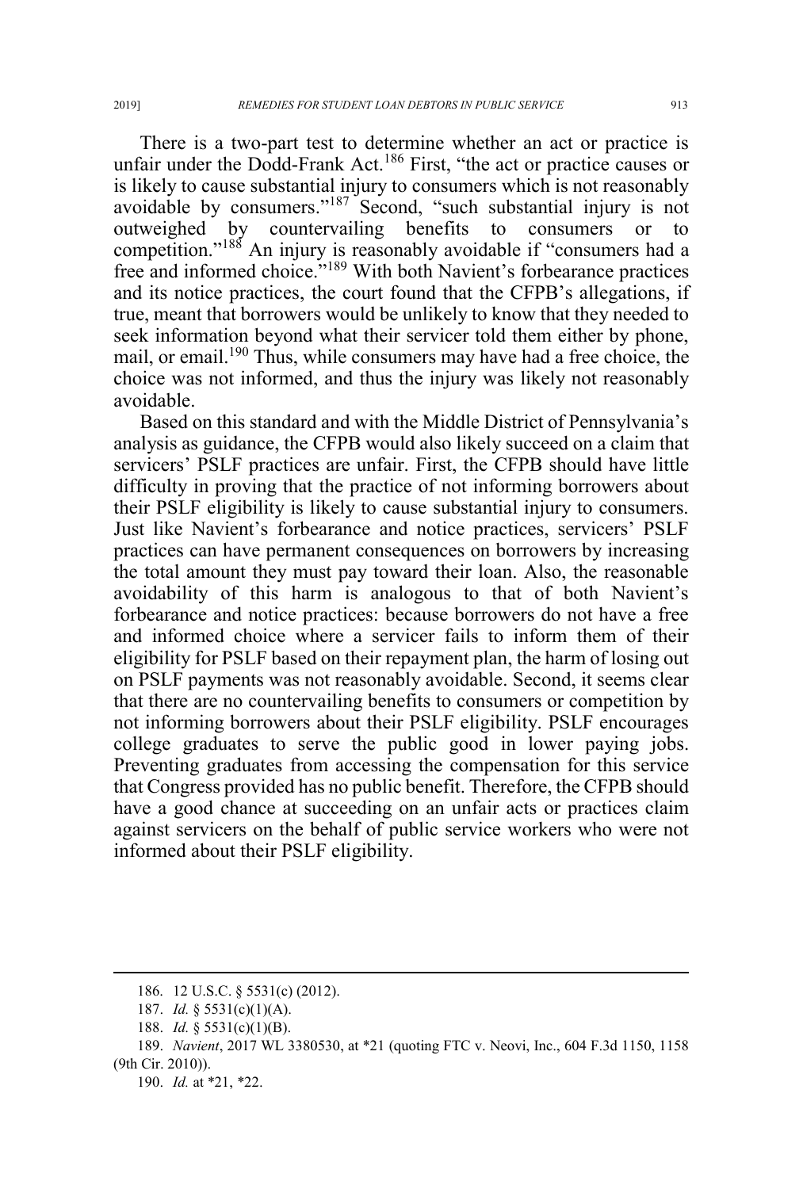There is a two-part test to determine whether an act or practice is unfair under the Dodd-Frank Act.[186] First, "the act or practice causes or is likely to cause substantial injury to consumers which is not reasonably avoidable by consumers."[187] Second, "such substantial injury is not outweighed by countervailing benefits to consumers or to competition."[188] An injury is reasonably avoidable if "consumers had a free and informed choice."[189] With both Navient's forbearance practices and its notice practices, the court found that the CFPB's allegations, if true, meant that borrowers would be unlikely to know that they needed to seek information beyond what their servicer told them either by phone, mail, or email.[190] Thus, while consumers may have had a free choice, the choice was not informed, and thus the injury was likely not reasonably avoidable.

Based on this standard and with the Middle District of Pennsylvania's analysis as guidance, the CFPB would also likely succeed on a claim that servicers' PSLF practices are unfair. First, the CFPB should have little difficulty in proving that the practice of not informing borrowers about their PSLF eligibility is likely to cause substantial injury to consumers. Just like Navient's forbearance and notice practices, servicers' PSLF practices can have permanent consequences on borrowers by increasing the total amount they must pay toward their loan. Also, the reasonable avoidability of this harm is analogous to that of both Navient's forbearance and notice practices: because borrowers do not have a free and informed choice where a servicer fails to inform them of their eligibility for PSLF based on their repayment plan, the harm of losing out on PSLF payments was not reasonably avoidable. Second, it seems clear that there are no countervailing benefits to consumers or competition by not informing borrowers about their PSLF eligibility. PSLF encourages college graduates to serve the public good in lower paying jobs. Preventing graduates from accessing the compensation for this service that Congress provided has no public benefit. Therefore, the CFPB should have a good chance at succeeding on an unfair acts or practices claim against servicers on the behalf of public service workers who were not informed about their PSLF eligibility.

---

186. 12 U.S.C. § 5531(c) (2012).

187. *Id.* § 5531(c)(1)(A).

188. *Id.* § 5531(c)(1)(B).

189. *Navient*, 2017 WL 3380530, at *21 (quoting FTC v. Neovi, Inc., 604 F.3d 1150, 1158 (9th Cir. 2010)).

190. *Id.* at *21, *22.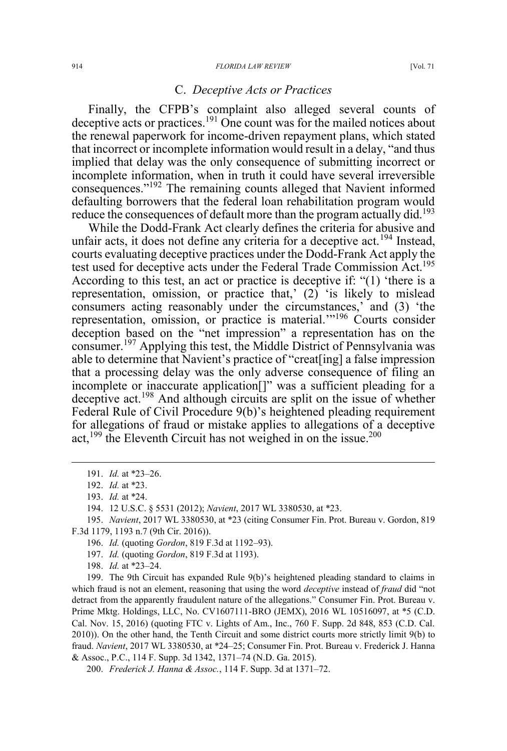### C. *Deceptive Acts or Practices*

Finally, the CFPB's complaint also alleged several counts of deceptive acts or practices.[191] One count was for the mailed notices about the renewal paperwork for income-driven repayment plans, which stated that incorrect or incomplete information would result in a delay, "and thus implied that delay was the only consequence of submitting incorrect or incomplete information, when in truth it could have several irreversible consequences."[192] The remaining counts alleged that Navient informed defaulting borrowers that the federal loan rehabilitation program would reduce the consequences of default more than the program actually did.[193]

While the Dodd-Frank Act clearly defines the criteria for abusive and unfair acts, it does not define any criteria for a deceptive act.[194] Instead, courts evaluating deceptive practices under the Dodd-Frank Act apply the test used for deceptive acts under the Federal Trade Commission Act.[195] According to this test, an act or practice is deceptive if: "(1) 'there is a representation, omission, or practice that,' (2) 'is likely to mislead consumers acting reasonably under the circumstances,' and (3) 'the representation, omission, or practice is material.'"[196] Courts consider deception based on the "net impression" a representation has on the consumer.[197] Applying this test, the Middle District of Pennsylvania was able to determine that Navient's practice of "creat[ing] a false impression that a processing delay was the only adverse consequence of filing an incomplete or inaccurate application[]" was a sufficient pleading for a deceptive act.[198] And although circuits are split on the issue of whether Federal Rule of Civil Procedure 9(b)'s heightened pleading requirement for allegations of fraud or mistake applies to allegations of a deceptive act,[199] the Eleventh Circuit has not weighed in on the issue.[200]

---

191. *Id.* at *23–26.

192. *Id.* at *23.

193. *Id.* at *24.

194. 12 U.S.C. § 5531 (2012); *Navient*, 2017 WL 3380530, at *23.

195. *Navient*, 2017 WL 3380530, at *23 (citing Consumer Fin. Prot. Bureau v. Gordon, 819 F.3d 1179, 1193 n.7 (9th Cir. 2016)).

196. *Id.* (quoting *Gordon*, 819 F.3d at 1192–93).

197. *Id.* (quoting *Gordon*, 819 F.3d at 1193).

198. *Id.* at *23–24.

199. The 9th Circuit has expanded Rule 9(b)'s heightened pleading standard to claims in which fraud is not an element, reasoning that using the word *deceptive* instead of *fraud* did "not detract from the apparently fraudulent nature of the allegations." Consumer Fin. Prot. Bureau v. Prime Mktg. Holdings, LLC, No. CV1607111-BRO (JEMX), 2016 WL 10516097, at *5 (C.D. Cal. Nov. 15, 2016) (quoting FTC v. Lights of Am., Inc., 760 F. Supp. 2d 848, 853 (C.D. Cal. 2010)). On the other hand, the Tenth Circuit and some district courts more strictly limit 9(b) to fraud. *Navient*, 2017 WL 3380530, at *24–25; Consumer Fin. Prot. Bureau v. Frederick J. Hanna & Assoc., P.C., 114 F. Supp. 3d 1342, 1371–74 (N.D. Ga. 2015).

200. *Frederick J. Hanna & Assoc.*, 114 F. Supp. 3d at 1371–72.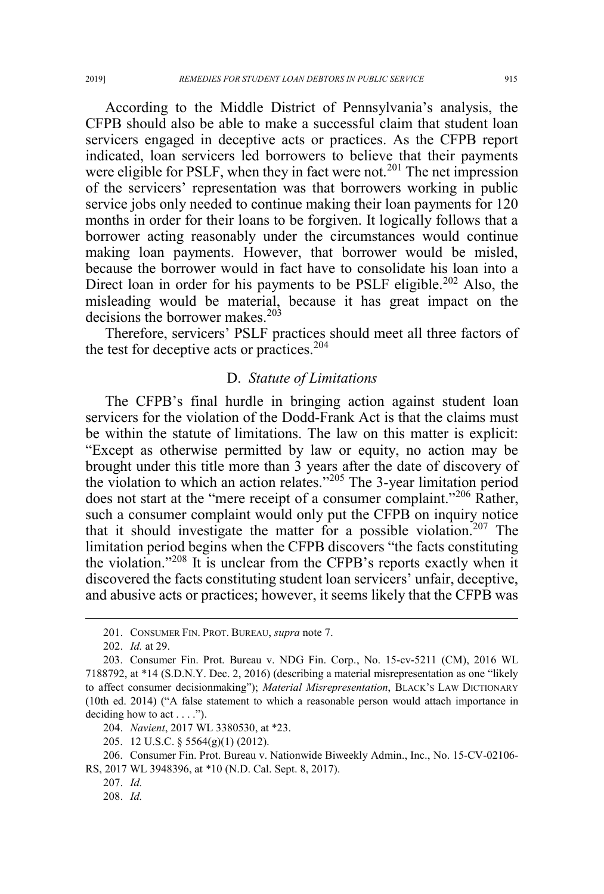According to the Middle District of Pennsylvania's analysis, the CFPB should also be able to make a successful claim that student loan servicers engaged in deceptive acts or practices. As the CFPB report indicated, loan servicers led borrowers to believe that their payments were eligible for PSLF, when they in fact were not.[201] The net impression of the servicers' representation was that borrowers working in public service jobs only needed to continue making their loan payments for 120 months in order for their loans to be forgiven. It logically follows that a borrower acting reasonably under the circumstances would continue making loan payments. However, that borrower would be misled, because the borrower would in fact have to consolidate his loan into a Direct loan in order for his payments to be PSLF eligible.[202] Also, the misleading would be material, because it has great impact on the decisions the borrower makes.[203]

Therefore, servicers' PSLF practices should meet all three factors of the test for deceptive acts or practices.[204]

### D. *Statute of Limitations*

The CFPB's final hurdle in bringing action against student loan servicers for the violation of the Dodd-Frank Act is that the claims must be within the statute of limitations. The law on this matter is explicit: "Except as otherwise permitted by law or equity, no action may be brought under this title more than 3 years after the date of discovery of the violation to which an action relates."[205] The 3-year limitation period does not start at the "mere receipt of a consumer complaint."[206] Rather, such a consumer complaint would only put the CFPB on inquiry notice that it should investigate the matter for a possible violation.[207] The limitation period begins when the CFPB discovers "the facts constituting the violation."[208] It is unclear from the CFPB's reports exactly when it discovered the facts constituting student loan servicers' unfair, deceptive, and abusive acts or practices; however, it seems likely that the CFPB was

---

201. CONSUMER FIN. PROT. BUREAU, *supra* note 7.

202. *Id.* at 29.

203. Consumer Fin. Prot. Bureau v. NDG Fin. Corp., No. 15-cv-5211 (CM), 2016 WL 7188792, at *14 (S.D.N.Y. Dec. 2, 2016) (describing a material misrepresentation as one "likely to affect consumer decisionmaking"); *Material Misrepresentation*, BLACK'S LAW DICTIONARY (10th ed. 2014) ("A false statement to which a reasonable person would attach importance in deciding how to act . . . .").

204. *Navient*, 2017 WL 3380530, at *23.

205. 12 U.S.C. § 5564(g)(1) (2012).

206. Consumer Fin. Prot. Bureau v. Nationwide Biweekly Admin., Inc., No. 15-CV-02106-RS, 2017 WL 3948396, at *10 (N.D. Cal. Sept. 8, 2017).

207. *Id.*

208. *Id.*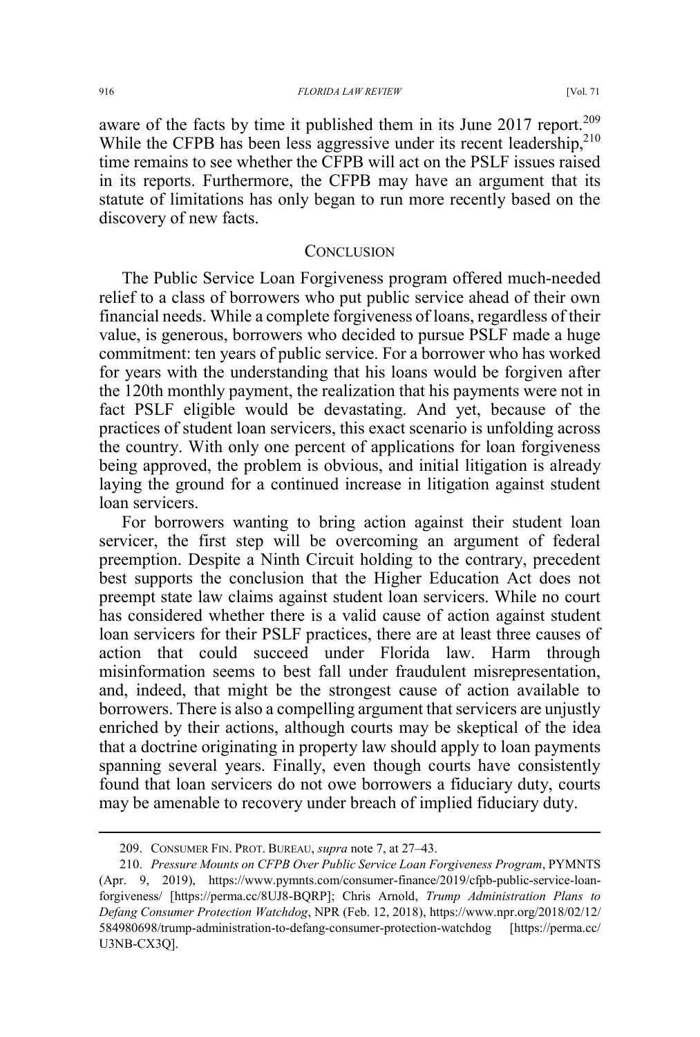aware of the facts by time it published them in its June 2017 report.[209] While the CFPB has been less aggressive under its recent leadership,[210] time remains to see whether the CFPB will act on the PSLF issues raised in its reports. Furthermore, the CFPB may have an argument that its statute of limitations has only began to run more recently based on the discovery of new facts.

## CONCLUSION

The Public Service Loan Forgiveness program offered much-needed relief to a class of borrowers who put public service ahead of their own financial needs. While a complete forgiveness of loans, regardless of their value, is generous, borrowers who decided to pursue PSLF made a huge commitment: ten years of public service. For a borrower who has worked for years with the understanding that his loans would be forgiven after the 120th monthly payment, the realization that his payments were not in fact PSLF eligible would be devastating. And yet, because of the practices of student loan servicers, this exact scenario is unfolding across the country. With only one percent of applications for loan forgiveness being approved, the problem is obvious, and initial litigation is already laying the ground for a continued increase in litigation against student loan servicers.

For borrowers wanting to bring action against their student loan servicer, the first step will be overcoming an argument of federal preemption. Despite a Ninth Circuit holding to the contrary, precedent best supports the conclusion that the Higher Education Act does not preempt state law claims against student loan servicers. While no court has considered whether there is a valid cause of action against student loan servicers for their PSLF practices, there are at least three causes of action that could succeed under Florida law. Harm through misinformation seems to best fall under fraudulent misrepresentation, and, indeed, that might be the strongest cause of action available to borrowers. There is also a compelling argument that servicers are unjustly enriched by their actions, although courts may be skeptical of the idea that a doctrine originating in property law should apply to loan payments spanning several years. Finally, even though courts have consistently found that loan servicers do not owe borrowers a fiduciary duty, courts may be amenable to recovery under breach of implied fiduciary duty.

---

209. CONSUMER FIN. PROT. BUREAU, *supra* note 7, at 27–43.

210. *Pressure Mounts on CFPB Over Public Service Loan Forgiveness Program*, PYMNTS (Apr. 9, 2019), https://www.pymnts.com/consumer-finance/2019/cfpb-public-service-loan-forgiveness/ [https://perma.cc/8UJ8-BQRP]; Chris Arnold, *Trump Administration Plans to Defang Consumer Protection Watchdog*, NPR (Feb. 12, 2018), https://www.npr.org/2018/02/12/584980698/trump-administration-to-defang-consumer-protection-watchdog [https://perma.cc/U3NB-CX3Q].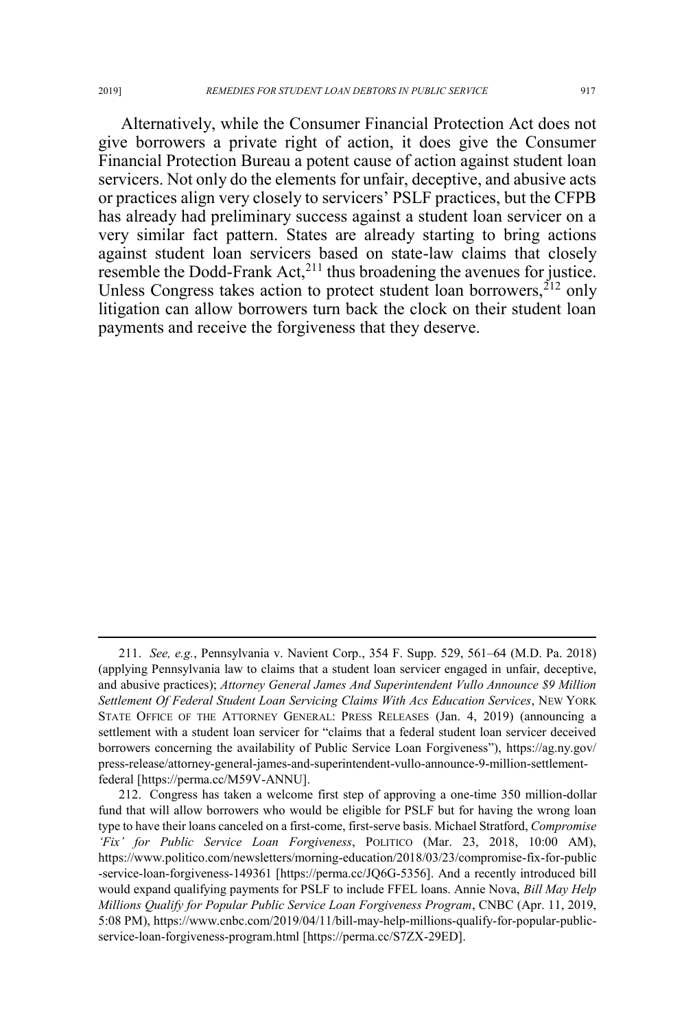Alternatively, while the Consumer Financial Protection Act does not give borrowers a private right of action, it does give the Consumer Financial Protection Bureau a potent cause of action against student loan servicers. Not only do the elements for unfair, deceptive, and abusive acts or practices align very closely to servicers' PSLF practices, but the CFPB has already had preliminary success against a student loan servicer on a very similar fact pattern. States are already starting to bring actions against student loan servicers based on state-law claims that closely resemble the Dodd-Frank Act,[211] thus broadening the avenues for justice. Unless Congress takes action to protect student loan borrowers,[212] only litigation can allow borrowers turn back the clock on their student loan payments and receive the forgiveness that they deserve.

---

211. *See, e.g.*, Pennsylvania v. Navient Corp., 354 F. Supp. 529, 561–64 (M.D. Pa. 2018) (applying Pennsylvania law to claims that a student loan servicer engaged in unfair, deceptive, and abusive practices); *Attorney General James And Superintendent Vullo Announce $9 Million Settlement Of Federal Student Loan Servicing Claims With Acs Education Services*, NEW YORK STATE OFFICE OF THE ATTORNEY GENERAL: PRESS RELEASES (Jan. 4, 2019) (announcing a settlement with a student loan servicer for "claims that a federal student loan servicer deceived borrowers concerning the availability of Public Service Loan Forgiveness"), https://ag.ny.gov/press-release/attorney-general-james-and-superintendent-vullo-announce-9-million-settlement-federal [https://perma.cc/M59V-ANNU].

212. Congress has taken a welcome first step of approving a one-time 350 million-dollar fund that will allow borrowers who would be eligible for PSLF but for having the wrong loan type to have their loans canceled on a first-come, first-serve basis. Michael Stratford, *Compromise 'Fix' for Public Service Loan Forgiveness*, POLITICO (Mar. 23, 2018, 10:00 AM), https://www.politico.com/newsletters/morning-education/2018/03/23/compromise-fix-for-public-service-loan-forgiveness-149361 [https://perma.cc/JQ6G-5356]. And a recently introduced bill would expand qualifying payments for PSLF to include FFEL loans. Annie Nova, *Bill May Help Millions Qualify for Popular Public Service Loan Forgiveness Program*, CNBC (Apr. 11, 2019, 5:08 PM), https://www.cnbc.com/2019/04/11/bill-may-help-millions-qualify-for-popular-public-service-loan-forgiveness-program.html [https://perma.cc/S7ZX-29ED].